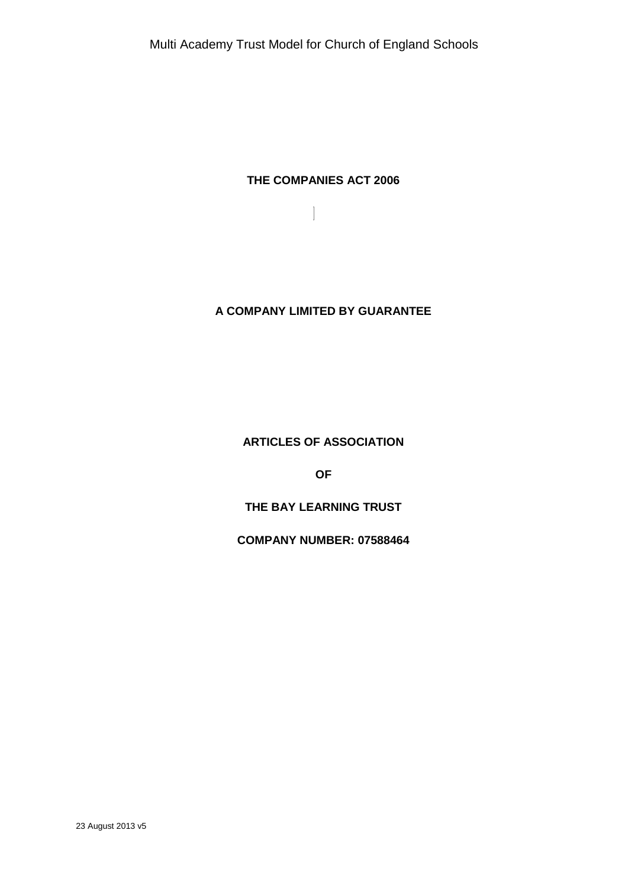**THE COMPANIES ACT 2006**

**A COMPANY LIMITED BY GUARANTEE**

**ARTICLES OF ASSOCIATION**

**OF**

**THE BAY LEARNING TRUST**

**COMPANY NUMBER: 07588464**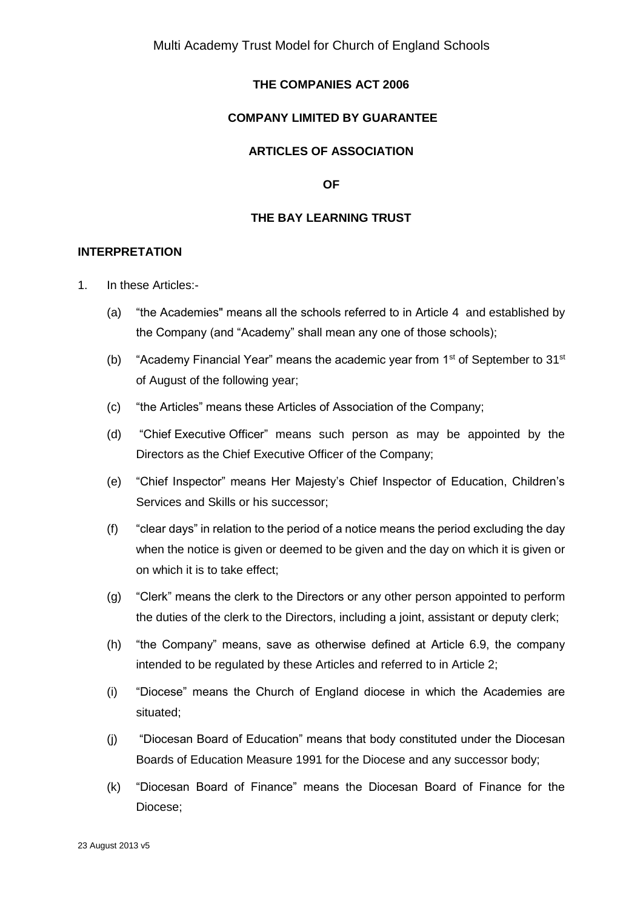**THE COMPANIES ACT 2006**

**COMPANY LIMITED BY GUARANTEE**

**ARTICLES OF ASSOCIATION**

**OF**

**THE BAY LEARNING TRUST**

**INTERPRETATION**

1. In these Articles:-

   (a) "the Academies" means all the schools referred to in Article 4 and established by the Company (and "Academy" shall mean any one of those schools);

   (b) "Academy Financial Year" means the academic year from 1st of September to 31st of August of the following year;

   (c) "the Articles" means these Articles of Association of the Company;

   (d) "Chief Executive Officer" means such person as may be appointed by the Directors as the Chief Executive Officer of the Company;

   (e) "Chief Inspector" means Her Majesty's Chief Inspector of Education, Children's Services and Skills or his successor;

   (f) "clear days" in relation to the period of a notice means the period excluding the day when the notice is given or deemed to be given and the day on which it is given or on which it is to take effect;

   (g) "Clerk" means the clerk to the Directors or any other person appointed to perform the duties of the clerk to the Directors, including a joint, assistant or deputy clerk;

   (h) "the Company" means, save as otherwise defined at Article 6.9, the company intended to be regulated by these Articles and referred to in Article 2;

   (i) "Diocese" means the Church of England diocese in which the Academies are situated;

   (j) "Diocesan Board of Education" means that body constituted under the Diocesan Boards of Education Measure 1991 for the Diocese and any successor body;

   (k) "Diocesan Board of Finance" means the Diocesan Board of Finance for the Diocese;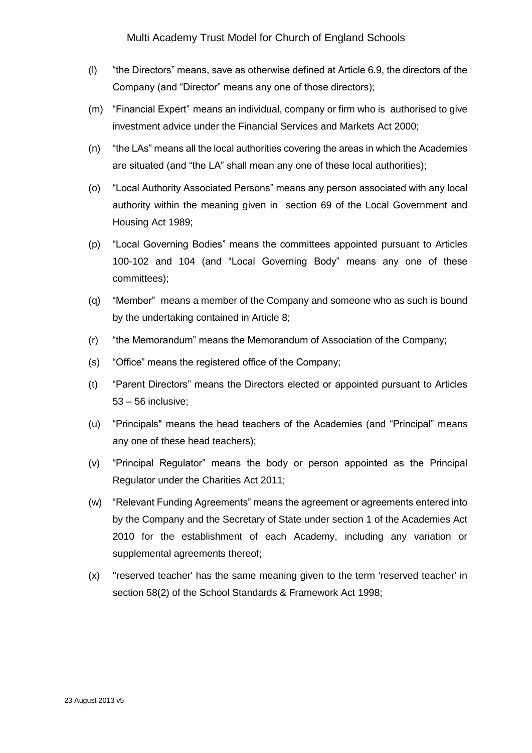(l) “the Directors” means, save as otherwise defined at Article 6.9, the directors of the Company (and “Director” means any one of those directors);

(m) “Financial Expert” means an individual, company or firm who is authorised to give investment advice under the Financial Services and Markets Act 2000;

(n) “the LAs” means all the local authorities covering the areas in which the Academies are situated (and “the LA” shall mean any one of these local authorities);

(o) “Local Authority Associated Persons” means any person associated with any local authority within the meaning given in section 69 of the Local Government and Housing Act 1989;

(p) “Local Governing Bodies” means the committees appointed pursuant to Articles 100-102 and 104 (and “Local Governing Body” means any one of these committees);

(q) “Member” means a member of the Company and someone who as such is bound by the undertaking contained in Article 8;

(r) “the Memorandum” means the Memorandum of Association of the Company;

(s) “Office” means the registered office of the Company;

(t) “Parent Directors” means the Directors elected or appointed pursuant to Articles 53 – 56 inclusive;

(u) “Principals" means the head teachers of the Academies (and “Principal” means any one of these head teachers);

(v) “Principal Regulator” means the body or person appointed as the Principal Regulator under the Charities Act 2011;

(w) “Relevant Funding Agreements” means the agreement or agreements entered into by the Company and the Secretary of State under section 1 of the Academies Act 2010 for the establishment of each Academy, including any variation or supplemental agreements thereof;

(x) ''reserved teacher' has the same meaning given to the term 'reserved teacher' in section 58(2) of the School Standards & Framework Act 1998;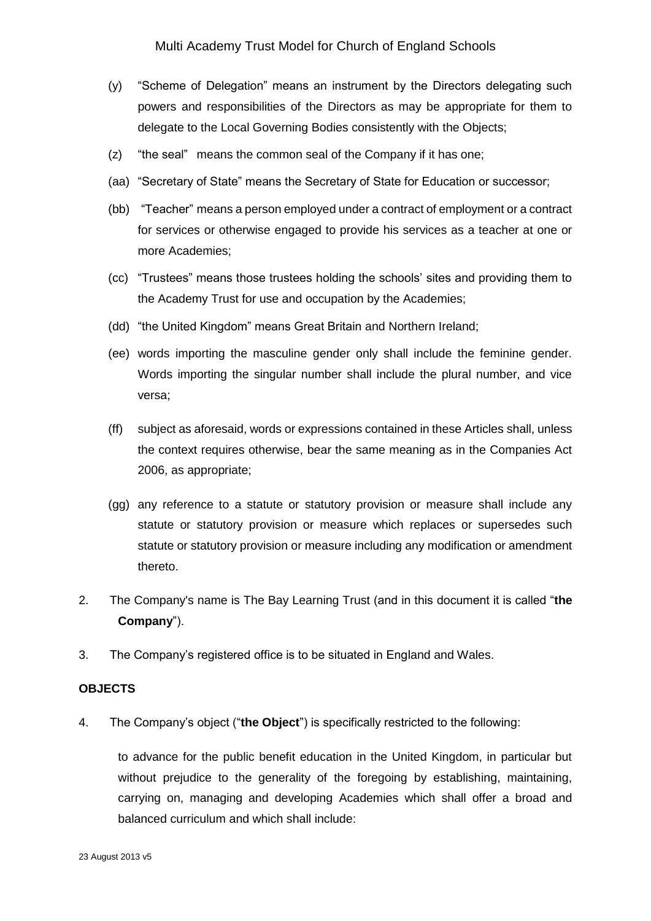(y) "Scheme of Delegation" means an instrument by the Directors delegating such powers and responsibilities of the Directors as may be appropriate for them to delegate to the Local Governing Bodies consistently with the Objects;

(z) "the seal" means the common seal of the Company if it has one;

(aa) "Secretary of State" means the Secretary of State for Education or successor;

(bb) "Teacher" means a person employed under a contract of employment or a contract for services or otherwise engaged to provide his services as a teacher at one or more Academies;

(cc) "Trustees" means those trustees holding the schools' sites and providing them to the Academy Trust for use and occupation by the Academies;

(dd) "the United Kingdom" means Great Britain and Northern Ireland;

(ee) words importing the masculine gender only shall include the feminine gender. Words importing the singular number shall include the plural number, and vice versa;

(ff) subject as aforesaid, words or expressions contained in these Articles shall, unless the context requires otherwise, bear the same meaning as in the Companies Act 2006, as appropriate;

(gg) any reference to a statute or statutory provision or measure shall include any statute or statutory provision or measure which replaces or supersedes such statute or statutory provision or measure including any modification or amendment thereto.

2. The Company's name is The Bay Learning Trust (and in this document it is called "**the Company**").

3. The Company's registered office is to be situated in England and Wales.

**OBJECTS**

4. The Company's object ("**the Object**") is specifically restricted to the following:

to advance for the public benefit education in the United Kingdom, in particular but without prejudice to the generality of the foregoing by establishing, maintaining, carrying on, managing and developing Academies which shall offer a broad and balanced curriculum and which shall include: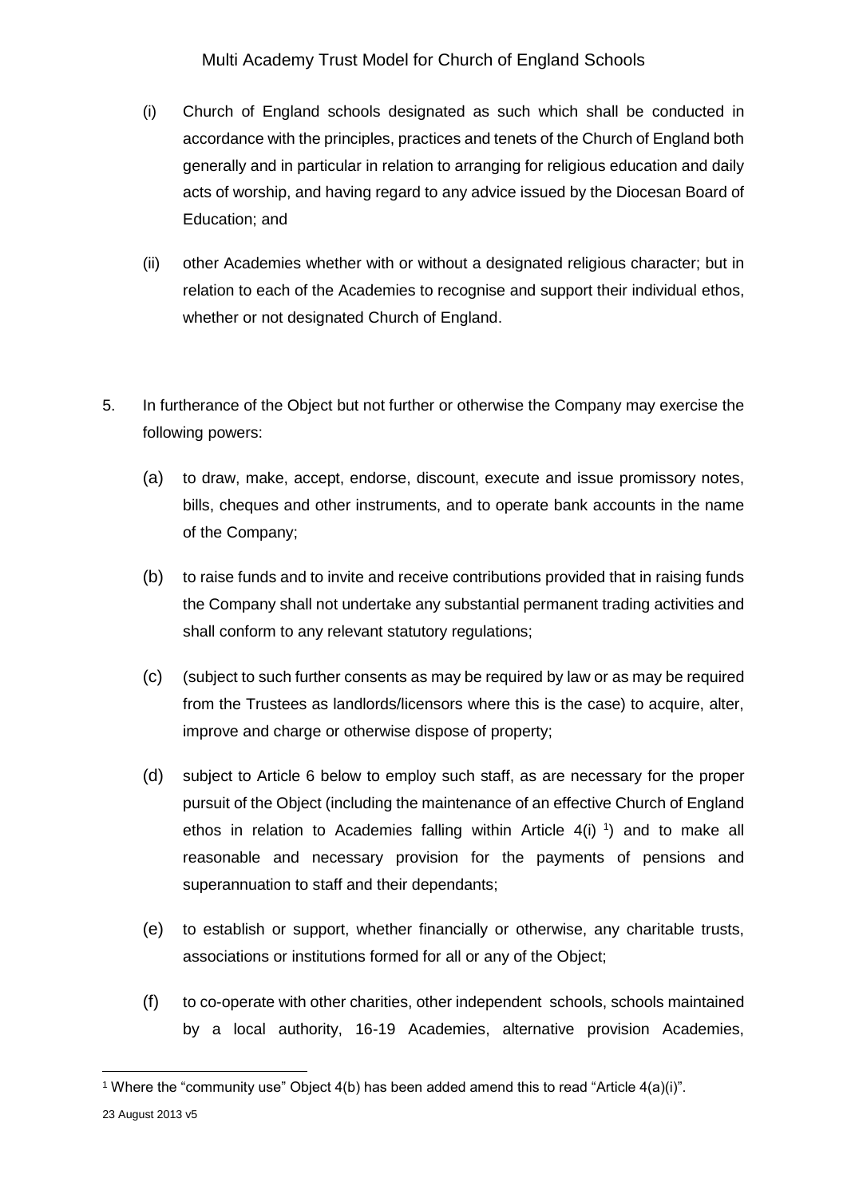(i) Church of England schools designated as such which shall be conducted in accordance with the principles, practices and tenets of the Church of England both generally and in particular in relation to arranging for religious education and daily acts of worship, and having regard to any advice issued by the Diocesan Board of Education; and

(ii) other Academies whether with or without a designated religious character; but in relation to each of the Academies to recognise and support their individual ethos, whether or not designated Church of England.

5. In furtherance of the Object but not further or otherwise the Company may exercise the following powers:

   (a) to draw, make, accept, endorse, discount, execute and issue promissory notes, bills, cheques and other instruments, and to operate bank accounts in the name of the Company;

   (b) to raise funds and to invite and receive contributions provided that in raising funds the Company shall not undertake any substantial permanent trading activities and shall conform to any relevant statutory regulations;

   (c) (subject to such further consents as may be required by law or as may be required from the Trustees as landlords/licensors where this is the case) to acquire, alter, improve and charge or otherwise dispose of property;

   (d) subject to Article 6 below to employ such staff, as are necessary for the proper pursuit of the Object (including the maintenance of an effective Church of England ethos in relation to Academies falling within Article 4(i) [1]) and to make all reasonable and necessary provision for the payments of pensions and superannuation to staff and their dependants;

   (e) to establish or support, whether financially or otherwise, any charitable trusts, associations or institutions formed for all or any of the Object;

   (f) to co-operate with other charities, other independent schools, schools maintained by a local authority, 16-19 Academies, alternative provision Academies,

[1] Where the "community use" Object 4(b) has been added amend this to read "Article 4(a)(i)".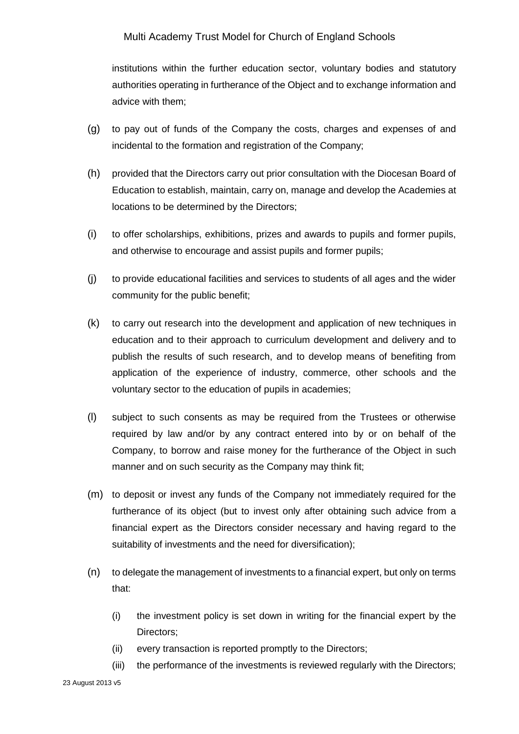institutions within the further education sector, voluntary bodies and statutory authorities operating in furtherance of the Object and to exchange information and advice with them;

(g) to pay out of funds of the Company the costs, charges and expenses of and incidental to the formation and registration of the Company;

(h) provided that the Directors carry out prior consultation with the Diocesan Board of Education to establish, maintain, carry on, manage and develop the Academies at locations to be determined by the Directors;

(i) to offer scholarships, exhibitions, prizes and awards to pupils and former pupils, and otherwise to encourage and assist pupils and former pupils;

(j) to provide educational facilities and services to students of all ages and the wider community for the public benefit;

(k) to carry out research into the development and application of new techniques in education and to their approach to curriculum development and delivery and to publish the results of such research, and to develop means of benefiting from application of the experience of industry, commerce, other schools and the voluntary sector to the education of pupils in academies;

(l) subject to such consents as may be required from the Trustees or otherwise required by law and/or by any contract entered into by or on behalf of the Company, to borrow and raise money for the furtherance of the Object in such manner and on such security as the Company may think fit;

(m) to deposit or invest any funds of the Company not immediately required for the furtherance of its object (but to invest only after obtaining such advice from a financial expert as the Directors consider necessary and having regard to the suitability of investments and the need for diversification);

(n) to delegate the management of investments to a financial expert, but only on terms that:

    (i) the investment policy is set down in writing for the financial expert by the Directors;
    (ii) every transaction is reported promptly to the Directors;
    (iii) the performance of the investments is reviewed regularly with the Directors;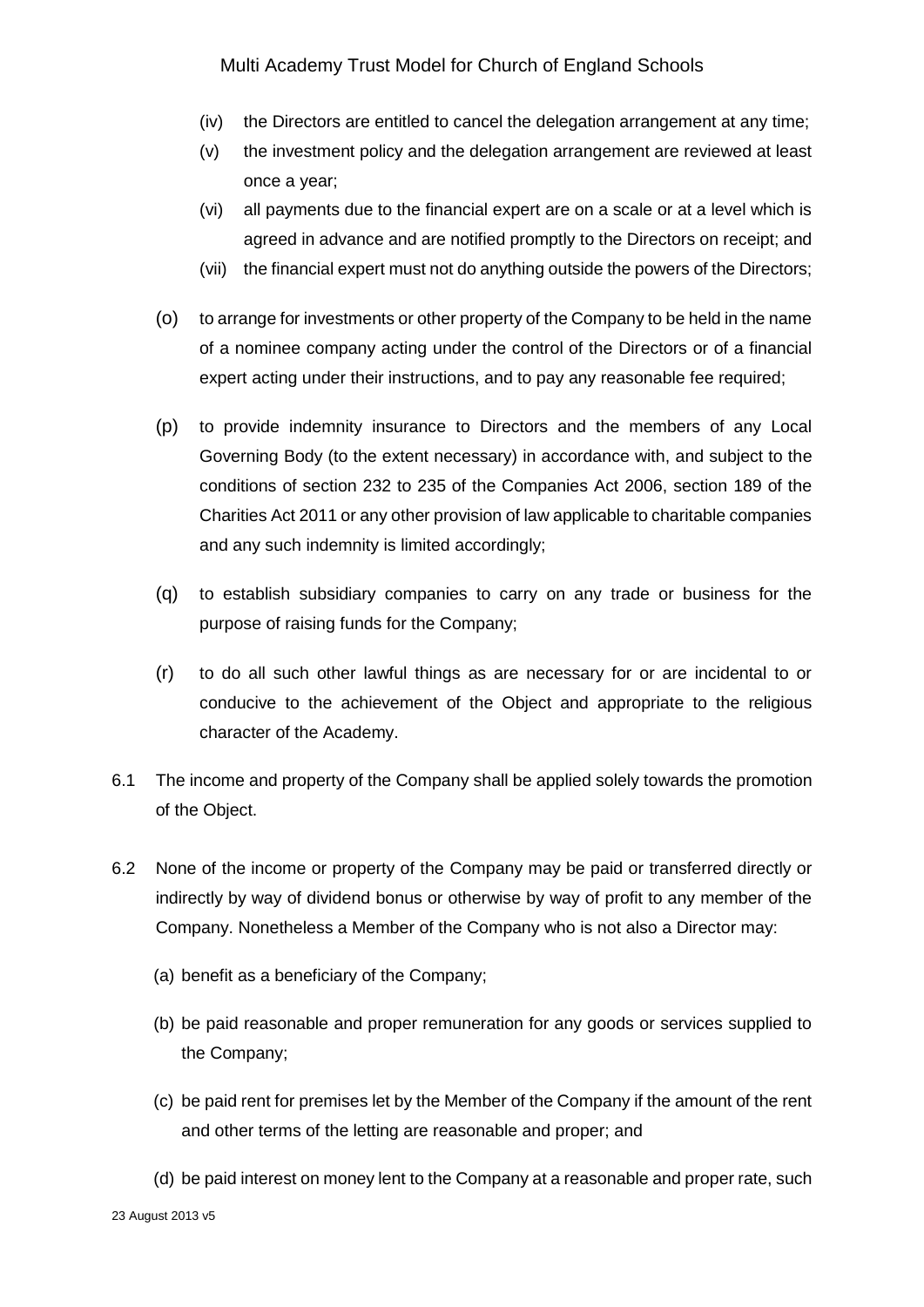(iv) the Directors are entitled to cancel the delegation arrangement at any time;

(v) the investment policy and the delegation arrangement are reviewed at least once a year;

(vi) all payments due to the financial expert are on a scale or at a level which is agreed in advance and are notified promptly to the Directors on receipt; and

(vii) the financial expert must not do anything outside the powers of the Directors;

(o) to arrange for investments or other property of the Company to be held in the name of a nominee company acting under the control of the Directors or of a financial expert acting under their instructions, and to pay any reasonable fee required;

(p) to provide indemnity insurance to Directors and the members of any Local Governing Body (to the extent necessary) in accordance with, and subject to the conditions of section 232 to 235 of the Companies Act 2006, section 189 of the Charities Act 2011 or any other provision of law applicable to charitable companies and any such indemnity is limited accordingly;

(q) to establish subsidiary companies to carry on any trade or business for the purpose of raising funds for the Company;

(r) to do all such other lawful things as are necessary for or are incidental to or conducive to the achievement of the Object and appropriate to the religious character of the Academy.

6.1 The income and property of the Company shall be applied solely towards the promotion of the Object.

6.2 None of the income or property of the Company may be paid or transferred directly or indirectly by way of dividend bonus or otherwise by way of profit to any member of the Company. Nonetheless a Member of the Company who is not also a Director may:

(a) benefit as a beneficiary of the Company;

(b) be paid reasonable and proper remuneration for any goods or services supplied to the Company;

(c) be paid rent for premises let by the Member of the Company if the amount of the rent and other terms of the letting are reasonable and proper; and

(d) be paid interest on money lent to the Company at a reasonable and proper rate, such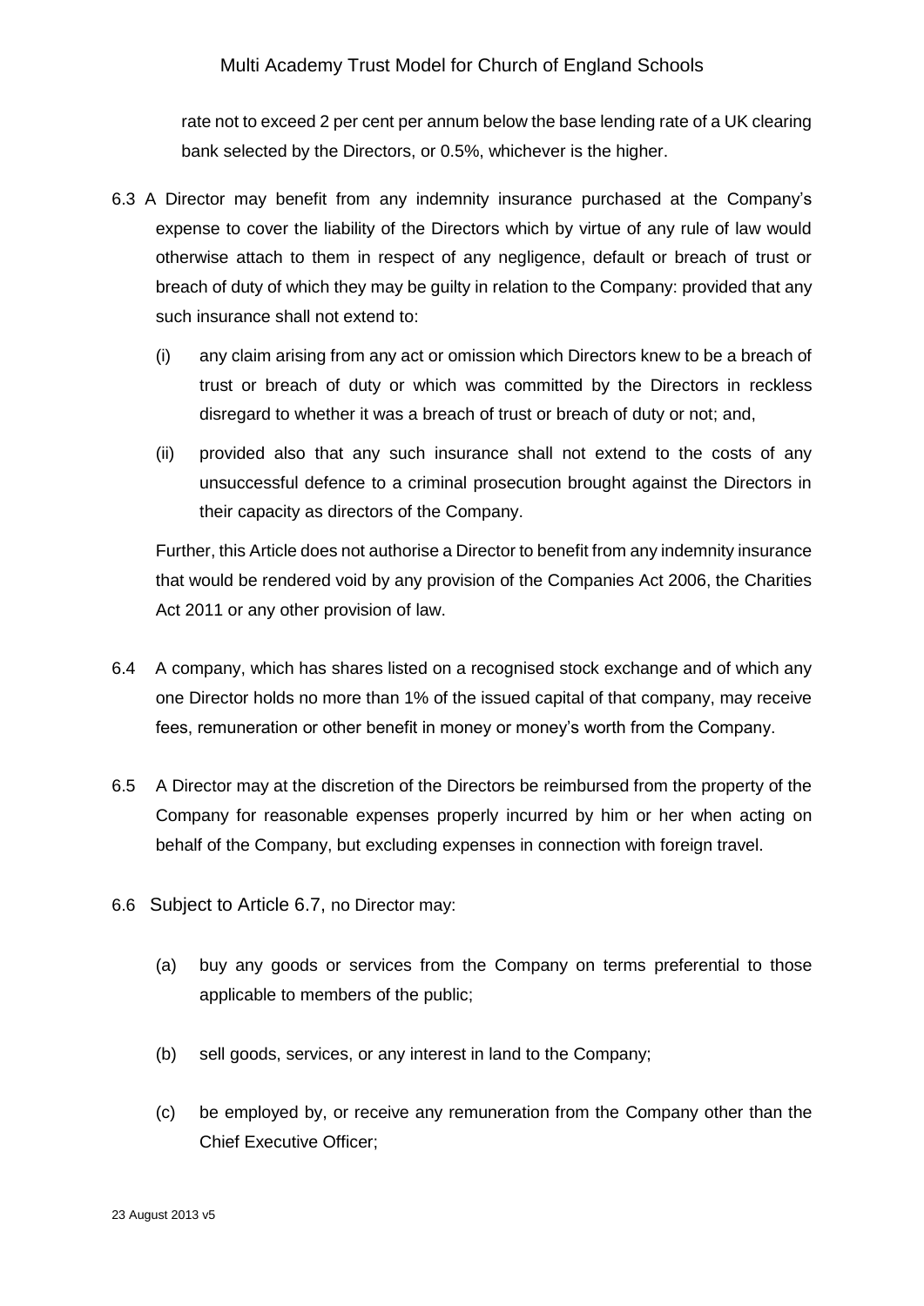rate not to exceed 2 per cent per annum below the base lending rate of a UK clearing bank selected by the Directors, or 0.5%, whichever is the higher.

6.3 A Director may benefit from any indemnity insurance purchased at the Company's expense to cover the liability of the Directors which by virtue of any rule of law would otherwise attach to them in respect of any negligence, default or breach of trust or breach of duty of which they may be guilty in relation to the Company: provided that any such insurance shall not extend to:

(i) any claim arising from any act or omission which Directors knew to be a breach of trust or breach of duty or which was committed by the Directors in reckless disregard to whether it was a breach of trust or breach of duty or not; and,

(ii) provided also that any such insurance shall not extend to the costs of any unsuccessful defence to a criminal prosecution brought against the Directors in their capacity as directors of the Company.

Further, this Article does not authorise a Director to benefit from any indemnity insurance that would be rendered void by any provision of the Companies Act 2006, the Charities Act 2011 or any other provision of law.

6.4 A company, which has shares listed on a recognised stock exchange and of which any one Director holds no more than 1% of the issued capital of that company, may receive fees, remuneration or other benefit in money or money's worth from the Company.

6.5 A Director may at the discretion of the Directors be reimbursed from the property of the Company for reasonable expenses properly incurred by him or her when acting on behalf of the Company, but excluding expenses in connection with foreign travel.

6.6 Subject to Article 6.7, no Director may:

(a) buy any goods or services from the Company on terms preferential to those applicable to members of the public;

(b) sell goods, services, or any interest in land to the Company;

(c) be employed by, or receive any remuneration from the Company other than the Chief Executive Officer;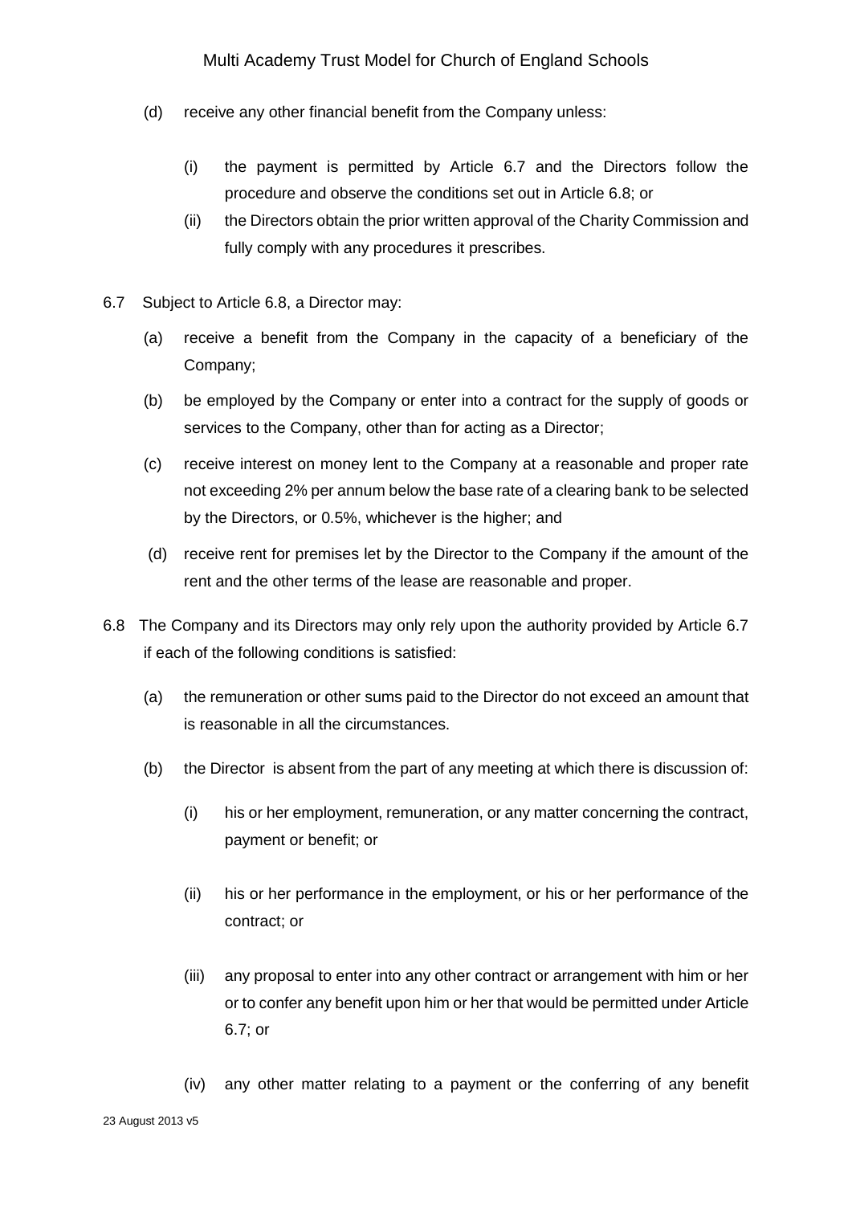(d) receive any other financial benefit from the Company unless:

 (i) the payment is permitted by Article 6.7 and the Directors follow the procedure and observe the conditions set out in Article 6.8; or

 (ii) the Directors obtain the prior written approval of the Charity Commission and fully comply with any procedures it prescribes.

6.7 Subject to Article 6.8, a Director may:

(a) receive a benefit from the Company in the capacity of a beneficiary of the Company;

(b) be employed by the Company or enter into a contract for the supply of goods or services to the Company, other than for acting as a Director;

(c) receive interest on money lent to the Company at a reasonable and proper rate not exceeding 2% per annum below the base rate of a clearing bank to be selected by the Directors, or 0.5%, whichever is the higher; and

(d) receive rent for premises let by the Director to the Company if the amount of the rent and the other terms of the lease are reasonable and proper.

6.8 The Company and its Directors may only rely upon the authority provided by Article 6.7 if each of the following conditions is satisfied:

(a) the remuneration or other sums paid to the Director do not exceed an amount that is reasonable in all the circumstances.

(b) the Director is absent from the part of any meeting at which there is discussion of:

 (i) his or her employment, remuneration, or any matter concerning the contract, payment or benefit; or

 (ii) his or her performance in the employment, or his or her performance of the contract; or

 (iii) any proposal to enter into any other contract or arrangement with him or her or to confer any benefit upon him or her that would be permitted under Article 6.7; or

 (iv) any other matter relating to a payment or the conferring of any benefit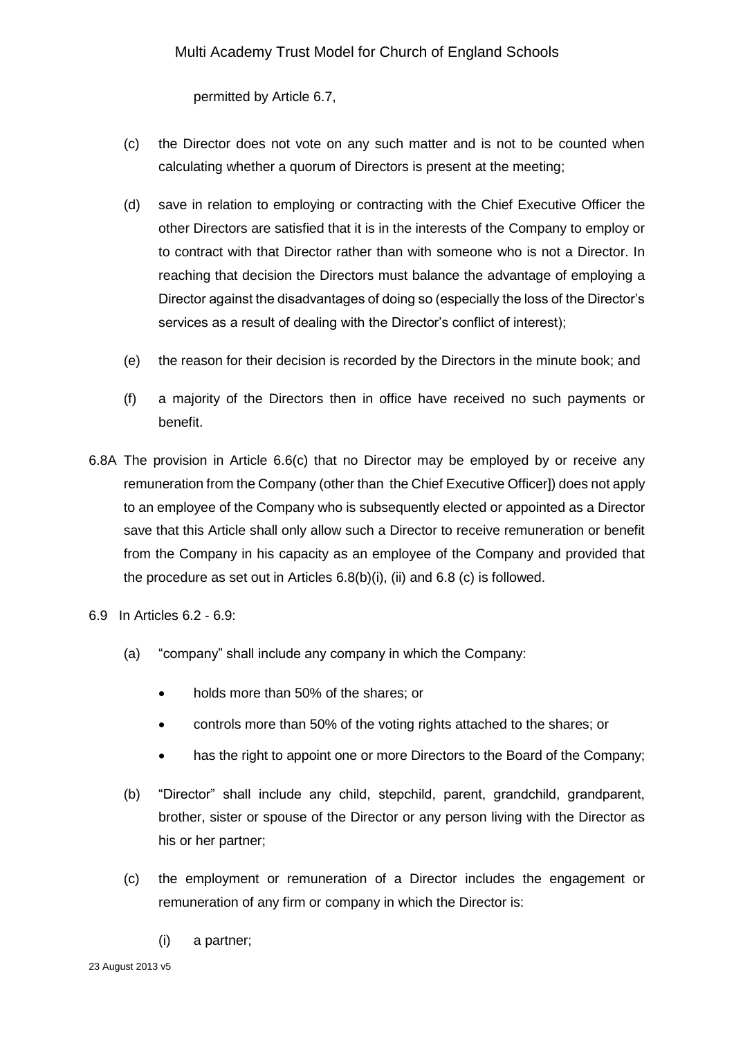permitted by Article 6.7,

(c) the Director does not vote on any such matter and is not to be counted when calculating whether a quorum of Directors is present at the meeting;

(d) save in relation to employing or contracting with the Chief Executive Officer the other Directors are satisfied that it is in the interests of the Company to employ or to contract with that Director rather than with someone who is not a Director. In reaching that decision the Directors must balance the advantage of employing a Director against the disadvantages of doing so (especially the loss of the Director's services as a result of dealing with the Director's conflict of interest);

(e) the reason for their decision is recorded by the Directors in the minute book; and

(f) a majority of the Directors then in office have received no such payments or benefit.

6.8A The provision in Article 6.6(c) that no Director may be employed by or receive any remuneration from the Company (other than the Chief Executive Officer]) does not apply to an employee of the Company who is subsequently elected or appointed as a Director save that this Article shall only allow such a Director to receive remuneration or benefit from the Company in his capacity as an employee of the Company and provided that the procedure as set out in Articles 6.8(b)(i), (ii) and 6.8 (c) is followed.

6.9 In Articles 6.2 - 6.9:

(a) "company" shall include any company in which the Company:

- holds more than 50% of the shares; or
- controls more than 50% of the voting rights attached to the shares; or
- has the right to appoint one or more Directors to the Board of the Company;

(b) "Director" shall include any child, stepchild, parent, grandchild, grandparent, brother, sister or spouse of the Director or any person living with the Director as his or her partner;

(c) the employment or remuneration of a Director includes the engagement or remuneration of any firm or company in which the Director is:

(i) a partner;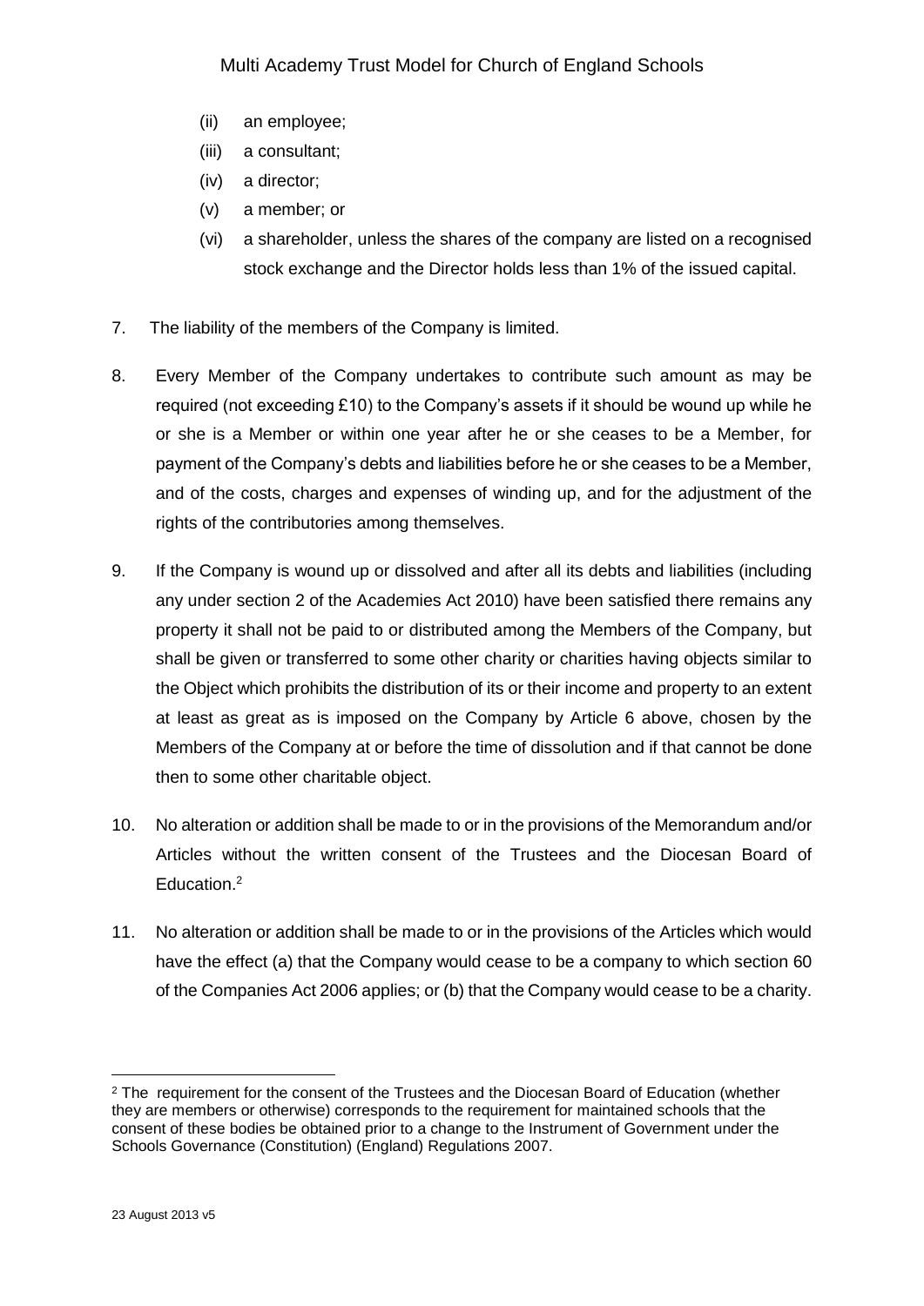(ii) an employee;
(iii) a consultant;
(iv) a director;
(v) a member; or
(vi) a shareholder, unless the shares of the company are listed on a recognised stock exchange and the Director holds less than 1% of the issued capital.

7. The liability of the members of the Company is limited.

8. Every Member of the Company undertakes to contribute such amount as may be required (not exceeding £10) to the Company's assets if it should be wound up while he or she is a Member or within one year after he or she ceases to be a Member, for payment of the Company's debts and liabilities before he or she ceases to be a Member, and of the costs, charges and expenses of winding up, and for the adjustment of the rights of the contributories among themselves.

9. If the Company is wound up or dissolved and after all its debts and liabilities (including any under section 2 of the Academies Act 2010) have been satisfied there remains any property it shall not be paid to or distributed among the Members of the Company, but shall be given or transferred to some other charity or charities having objects similar to the Object which prohibits the distribution of its or their income and property to an extent at least as great as is imposed on the Company by Article 6 above, chosen by the Members of the Company at or before the time of dissolution and if that cannot be done then to some other charitable object.

10. No alteration or addition shall be made to or in the provisions of the Memorandum and/or Articles without the written consent of the Trustees and the Diocesan Board of Education.[2]

11. No alteration or addition shall be made to or in the provisions of the Articles which would have the effect (a) that the Company would cease to be a company to which section 60 of the Companies Act 2006 applies; or (b) that the Company would cease to be a charity.

[2] The requirement for the consent of the Trustees and the Diocesan Board of Education (whether they are members or otherwise) corresponds to the requirement for maintained schools that the consent of these bodies be obtained prior to a change to the Instrument of Government under the Schools Governance (Constitution) (England) Regulations 2007.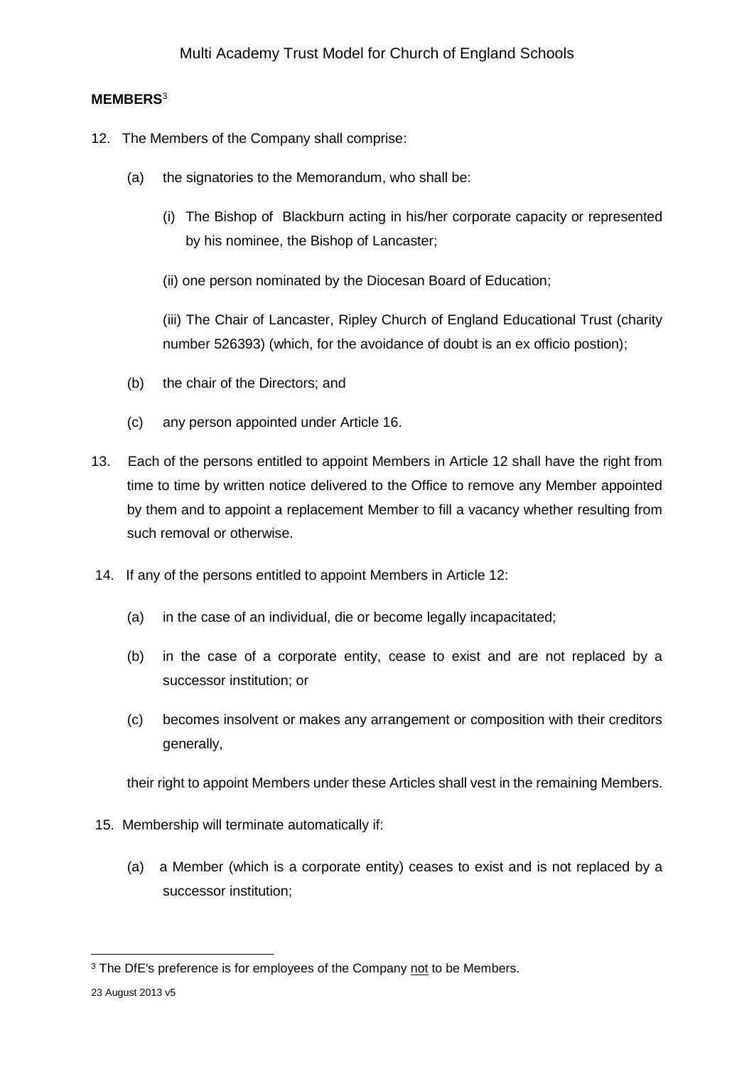**MEMBERS**[3]

12. The Members of the Company shall comprise:

    (a) the signatories to the Memorandum, who shall be:

        (i) The Bishop of Blackburn acting in his/her corporate capacity or represented by his nominee, the Bishop of Lancaster;

        (ii) one person nominated by the Diocesan Board of Education;

        (iii) The Chair of Lancaster, Ripley Church of England Educational Trust (charity number 526393) (which, for the avoidance of doubt is an ex officio postion);

    (b) the chair of the Directors; and

    (c) any person appointed under Article 16.

13. Each of the persons entitled to appoint Members in Article 12 shall have the right from time to time by written notice delivered to the Office to remove any Member appointed by them and to appoint a replacement Member to fill a vacancy whether resulting from such removal or otherwise.

14. If any of the persons entitled to appoint Members in Article 12:

    (a) in the case of an individual, die or become legally incapacitated;

    (b) in the case of a corporate entity, cease to exist and are not replaced by a successor institution; or

    (c) becomes insolvent or makes any arrangement or composition with their creditors generally,

    their right to appoint Members under these Articles shall vest in the remaining Members.

15. Membership will terminate automatically if:

    (a) a Member (which is a corporate entity) ceases to exist and is not replaced by a successor institution;

---

[3] The DfE's preference is for employees of the Company not to be Members.

23 August 2013 v5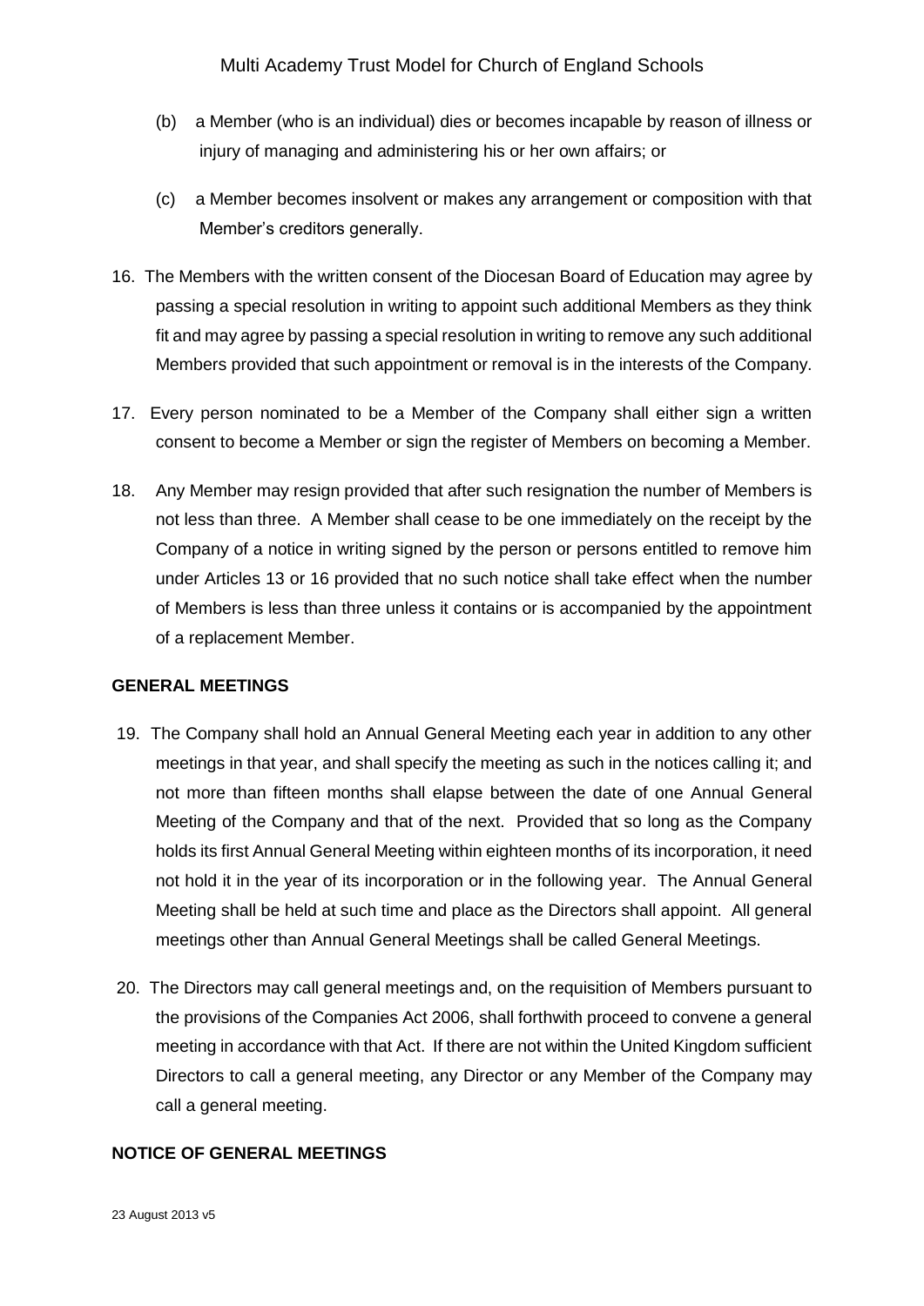(b) a Member (who is an individual) dies or becomes incapable by reason of illness or injury of managing and administering his or her own affairs; or

(c) a Member becomes insolvent or makes any arrangement or composition with that Member's creditors generally.

16. The Members with the written consent of the Diocesan Board of Education may agree by passing a special resolution in writing to appoint such additional Members as they think fit and may agree by passing a special resolution in writing to remove any such additional Members provided that such appointment or removal is in the interests of the Company.

17. Every person nominated to be a Member of the Company shall either sign a written consent to become a Member or sign the register of Members on becoming a Member.

18. Any Member may resign provided that after such resignation the number of Members is not less than three. A Member shall cease to be one immediately on the receipt by the Company of a notice in writing signed by the person or persons entitled to remove him under Articles 13 or 16 provided that no such notice shall take effect when the number of Members is less than three unless it contains or is accompanied by the appointment of a replacement Member.

**GENERAL MEETINGS**

19. The Company shall hold an Annual General Meeting each year in addition to any other meetings in that year, and shall specify the meeting as such in the notices calling it; and not more than fifteen months shall elapse between the date of one Annual General Meeting of the Company and that of the next. Provided that so long as the Company holds its first Annual General Meeting within eighteen months of its incorporation, it need not hold it in the year of its incorporation or in the following year. The Annual General Meeting shall be held at such time and place as the Directors shall appoint. All general meetings other than Annual General Meetings shall be called General Meetings.

20. The Directors may call general meetings and, on the requisition of Members pursuant to the provisions of the Companies Act 2006, shall forthwith proceed to convene a general meeting in accordance with that Act. If there are not within the United Kingdom sufficient Directors to call a general meeting, any Director or any Member of the Company may call a general meeting.

**NOTICE OF GENERAL MEETINGS**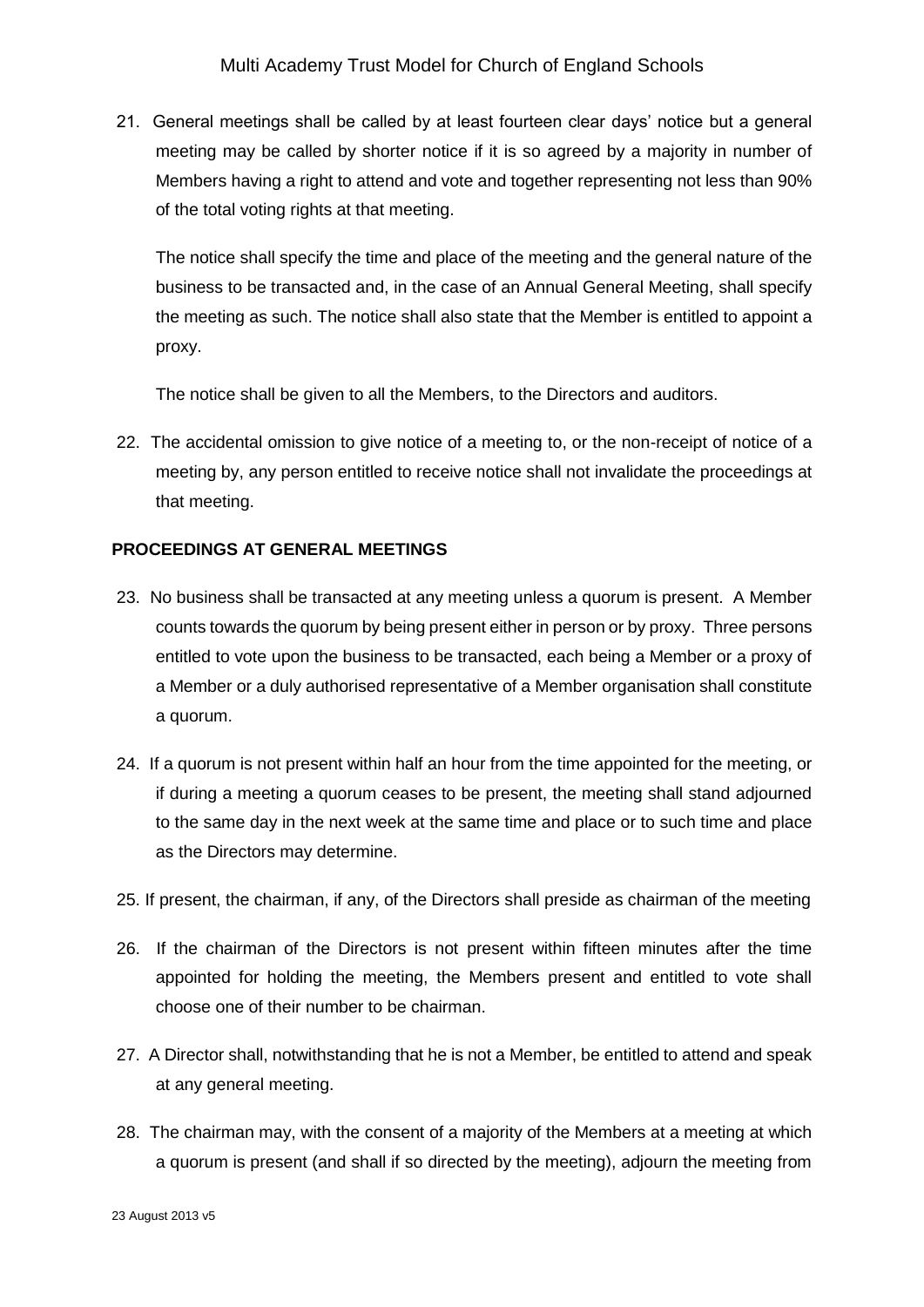21. General meetings shall be called by at least fourteen clear days' notice but a general meeting may be called by shorter notice if it is so agreed by a majority in number of Members having a right to attend and vote and together representing not less than 90% of the total voting rights at that meeting.

    The notice shall specify the time and place of the meeting and the general nature of the business to be transacted and, in the case of an Annual General Meeting, shall specify the meeting as such. The notice shall also state that the Member is entitled to appoint a proxy.

    The notice shall be given to all the Members, to the Directors and auditors.

22. The accidental omission to give notice of a meeting to, or the non-receipt of notice of a meeting by, any person entitled to receive notice shall not invalidate the proceedings at that meeting.

**PROCEEDINGS AT GENERAL MEETINGS**

23. No business shall be transacted at any meeting unless a quorum is present. A Member counts towards the quorum by being present either in person or by proxy. Three persons entitled to vote upon the business to be transacted, each being a Member or a proxy of a Member or a duly authorised representative of a Member organisation shall constitute a quorum.

24. If a quorum is not present within half an hour from the time appointed for the meeting, or if during a meeting a quorum ceases to be present, the meeting shall stand adjourned to the same day in the next week at the same time and place or to such time and place as the Directors may determine.

25. If present, the chairman, if any, of the Directors shall preside as chairman of the meeting

26. If the chairman of the Directors is not present within fifteen minutes after the time appointed for holding the meeting, the Members present and entitled to vote shall choose one of their number to be chairman.

27. A Director shall, notwithstanding that he is not a Member, be entitled to attend and speak at any general meeting.

28. The chairman may, with the consent of a majority of the Members at a meeting at which a quorum is present (and shall if so directed by the meeting), adjourn the meeting from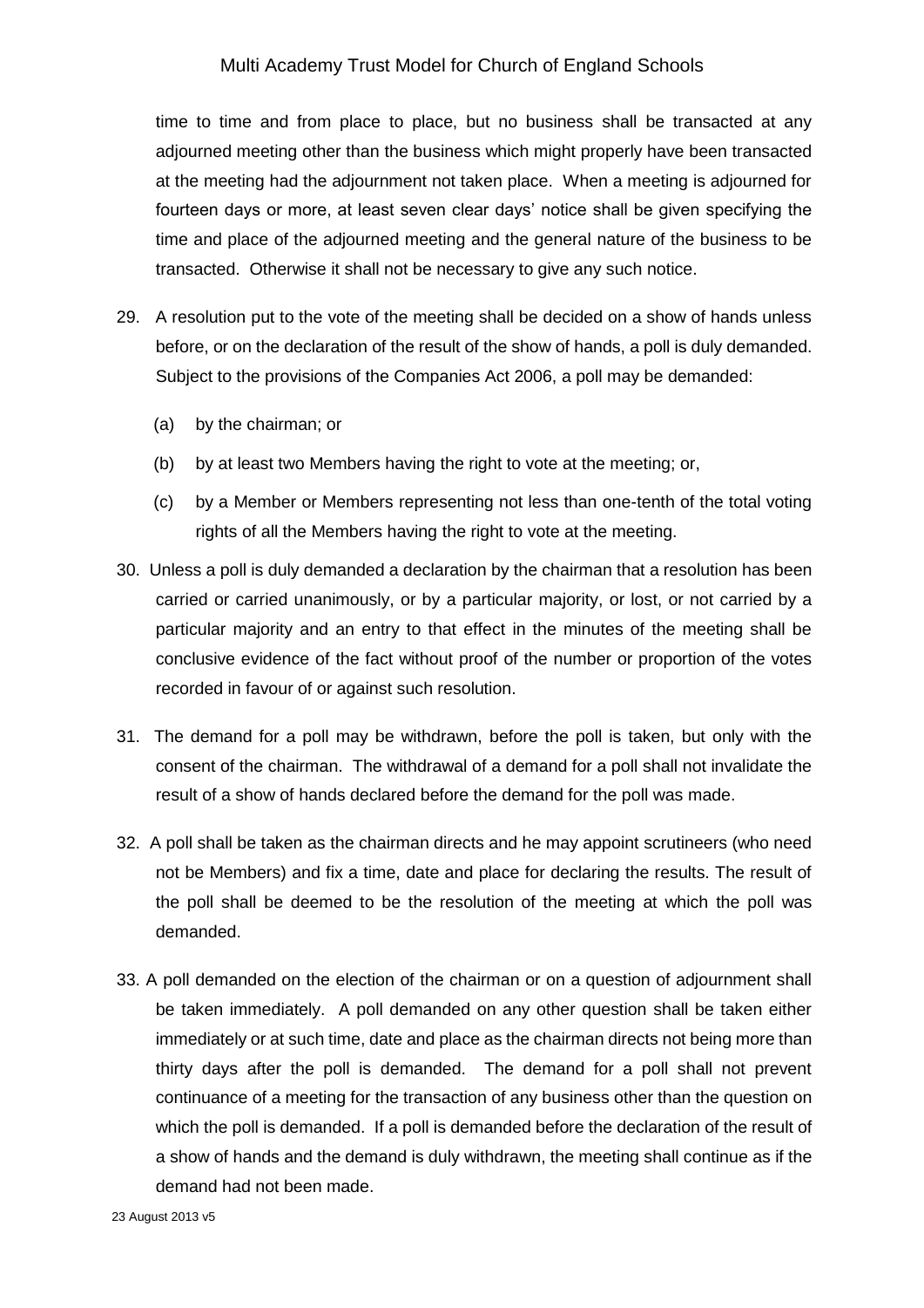time to time and from place to place, but no business shall be transacted at any adjourned meeting other than the business which might properly have been transacted at the meeting had the adjournment not taken place. When a meeting is adjourned for fourteen days or more, at least seven clear days' notice shall be given specifying the time and place of the adjourned meeting and the general nature of the business to be transacted. Otherwise it shall not be necessary to give any such notice.

29. A resolution put to the vote of the meeting shall be decided on a show of hands unless before, or on the declaration of the result of the show of hands, a poll is duly demanded. Subject to the provisions of the Companies Act 2006, a poll may be demanded:

    (a) by the chairman; or

    (b) by at least two Members having the right to vote at the meeting; or,

    (c) by a Member or Members representing not less than one-tenth of the total voting rights of all the Members having the right to vote at the meeting.

30. Unless a poll is duly demanded a declaration by the chairman that a resolution has been carried or carried unanimously, or by a particular majority, or lost, or not carried by a particular majority and an entry to that effect in the minutes of the meeting shall be conclusive evidence of the fact without proof of the number or proportion of the votes recorded in favour of or against such resolution.

31. The demand for a poll may be withdrawn, before the poll is taken, but only with the consent of the chairman. The withdrawal of a demand for a poll shall not invalidate the result of a show of hands declared before the demand for the poll was made.

32. A poll shall be taken as the chairman directs and he may appoint scrutineers (who need not be Members) and fix a time, date and place for declaring the results. The result of the poll shall be deemed to be the resolution of the meeting at which the poll was demanded.

33. A poll demanded on the election of the chairman or on a question of adjournment shall be taken immediately. A poll demanded on any other question shall be taken either immediately or at such time, date and place as the chairman directs not being more than thirty days after the poll is demanded. The demand for a poll shall not prevent continuance of a meeting for the transaction of any business other than the question on which the poll is demanded. If a poll is demanded before the declaration of the result of a show of hands and the demand is duly withdrawn, the meeting shall continue as if the demand had not been made.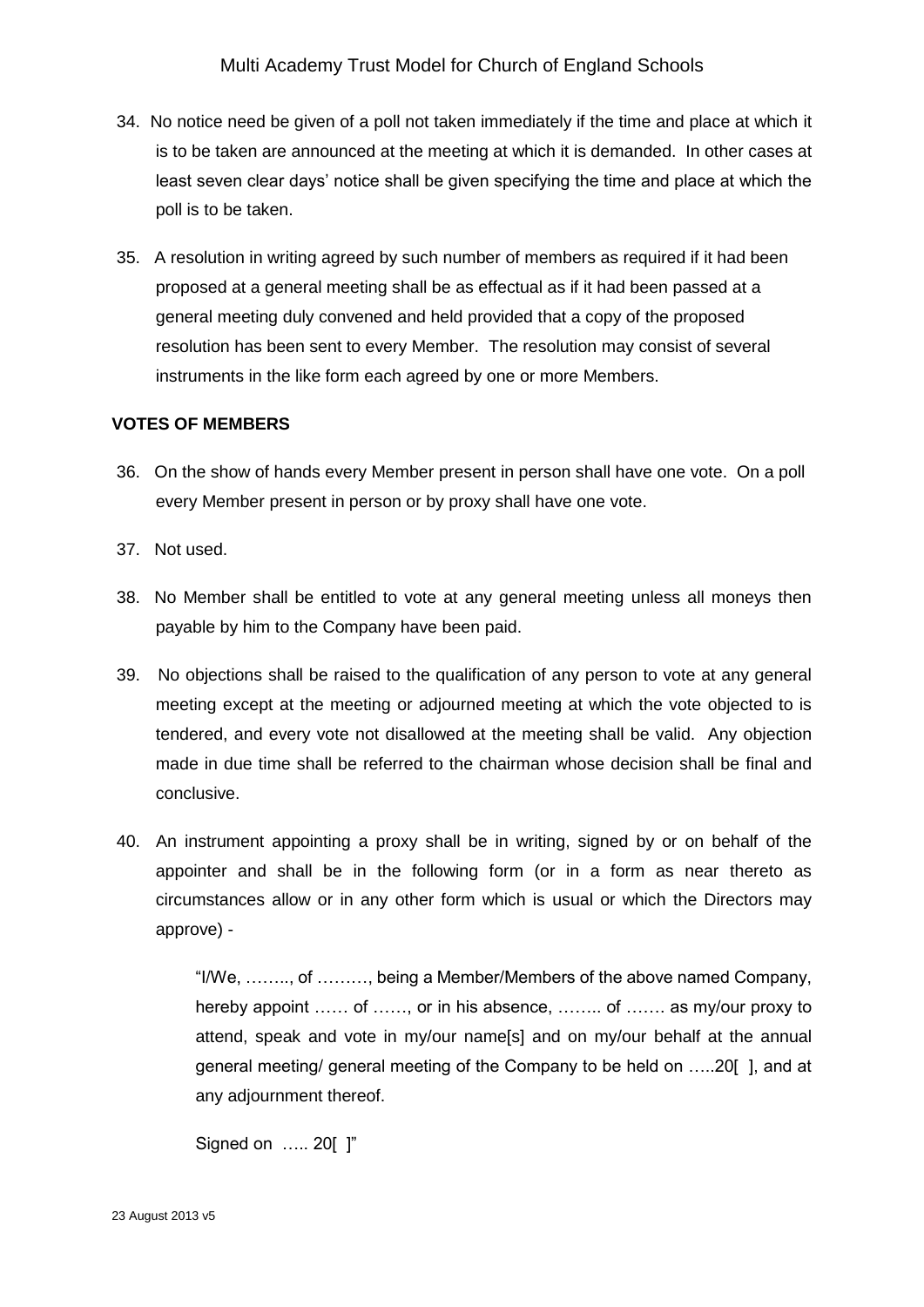34. No notice need be given of a poll not taken immediately if the time and place at which it is to be taken are announced at the meeting at which it is demanded. In other cases at least seven clear days' notice shall be given specifying the time and place at which the poll is to be taken.

35. A resolution in writing agreed by such number of members as required if it had been proposed at a general meeting shall be as effectual as if it had been passed at a general meeting duly convened and held provided that a copy of the proposed resolution has been sent to every Member. The resolution may consist of several instruments in the like form each agreed by one or more Members.

**VOTES OF MEMBERS**

36. On the show of hands every Member present in person shall have one vote. On a poll every Member present in person or by proxy shall have one vote.

37. Not used.

38. No Member shall be entitled to vote at any general meeting unless all moneys then payable by him to the Company have been paid.

39. No objections shall be raised to the qualification of any person to vote at any general meeting except at the meeting or adjourned meeting at which the vote objected to is tendered, and every vote not disallowed at the meeting shall be valid. Any objection made in due time shall be referred to the chairman whose decision shall be final and conclusive.

40. An instrument appointing a proxy shall be in writing, signed by or on behalf of the appointer and shall be in the following form (or in a form as near thereto as circumstances allow or in any other form which is usual or which the Directors may approve) -

    "I/We, …….., of ………, being a Member/Members of the above named Company, hereby appoint …… of ……, or in his absence, …….. of ……. as my/our proxy to attend, speak and vote in my/our name[s] and on my/our behalf at the annual general meeting/ general meeting of the Company to be held on …..20[ ], and at any adjournment thereof.

    Signed on ….. 20[ ]"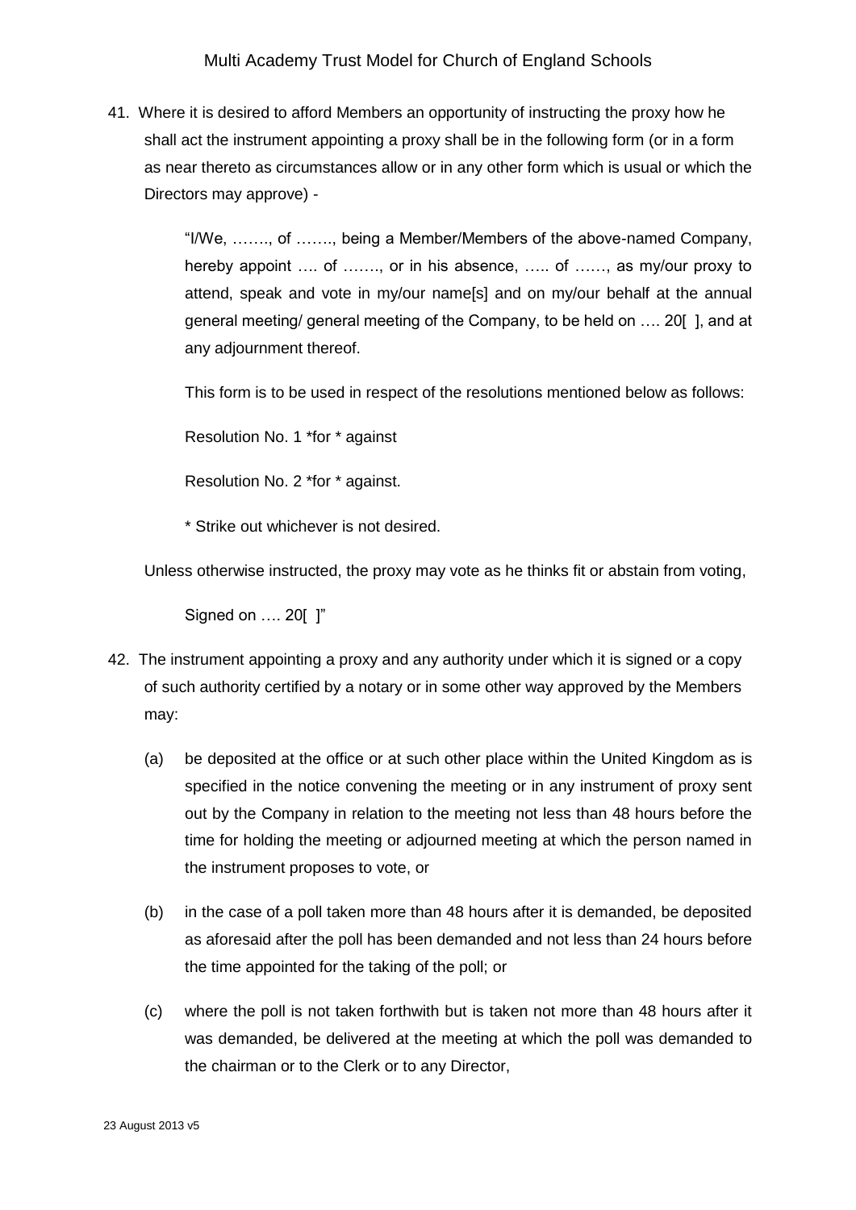41. Where it is desired to afford Members an opportunity of instructing the proxy how he shall act the instrument appointing a proxy shall be in the following form (or in a form as near thereto as circumstances allow or in any other form which is usual or which the Directors may approve) -

    "I/We, ……., of ……., being a Member/Members of the above-named Company, hereby appoint …. of ……., or in his absence, ….. of ……, as my/our proxy to attend, speak and vote in my/our name[s] and on my/our behalf at the annual general meeting/ general meeting of the Company, to be held on …. 20[ ], and at any adjournment thereof.

    This form is to be used in respect of the resolutions mentioned below as follows:

    Resolution No. 1 *for * against

    Resolution No. 2 *for * against.

    * Strike out whichever is not desired.

    Unless otherwise instructed, the proxy may vote as he thinks fit or abstain from voting,

    Signed on …. 20[ ]"

42. The instrument appointing a proxy and any authority under which it is signed or a copy of such authority certified by a notary or in some other way approved by the Members may:

    (a) be deposited at the office or at such other place within the United Kingdom as is specified in the notice convening the meeting or in any instrument of proxy sent out by the Company in relation to the meeting not less than 48 hours before the time for holding the meeting or adjourned meeting at which the person named in the instrument proposes to vote, or

    (b) in the case of a poll taken more than 48 hours after it is demanded, be deposited as aforesaid after the poll has been demanded and not less than 24 hours before the time appointed for the taking of the poll; or

    (c) where the poll is not taken forthwith but is taken not more than 48 hours after it was demanded, be delivered at the meeting at which the poll was demanded to the chairman or to the Clerk or to any Director,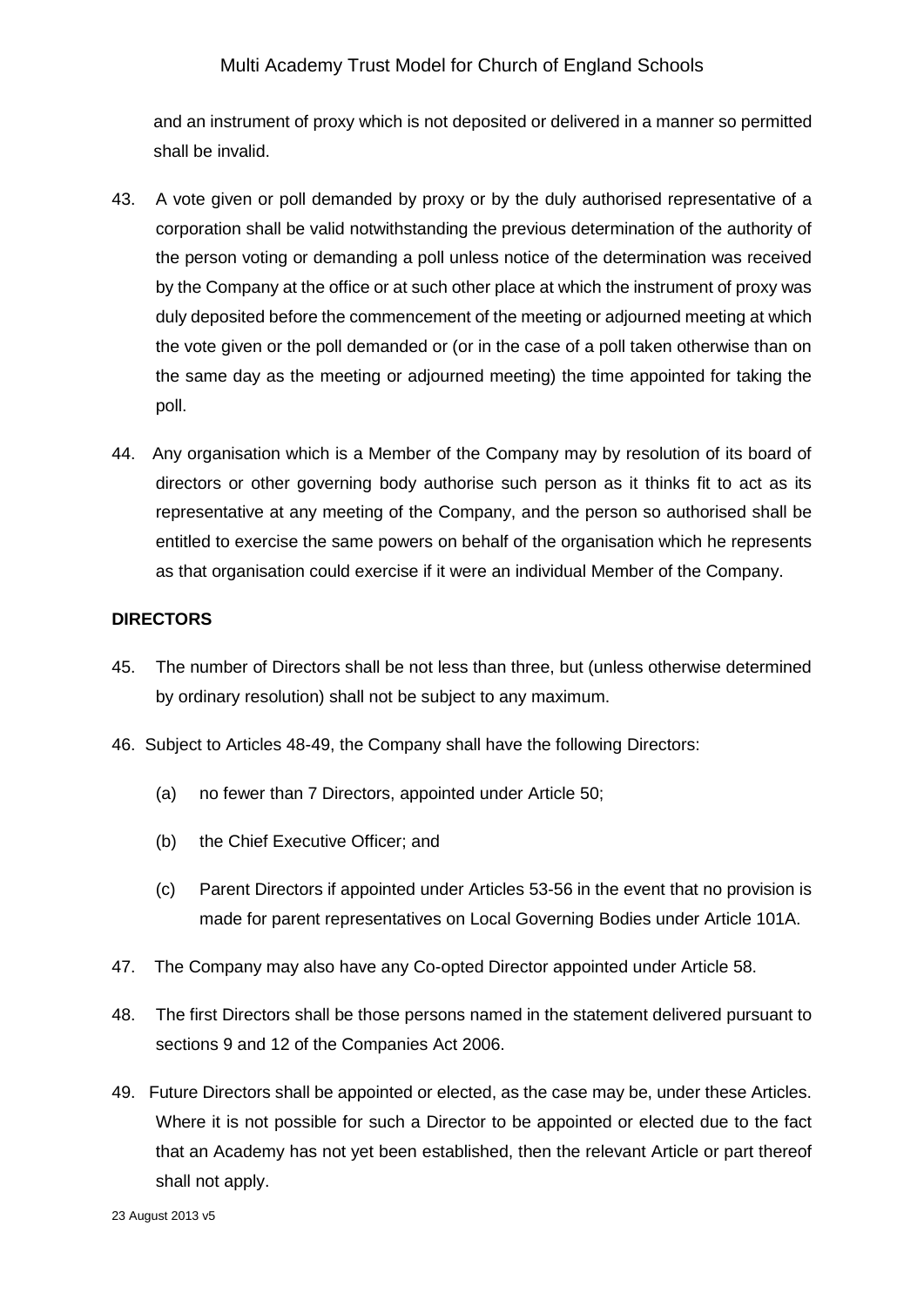and an instrument of proxy which is not deposited or delivered in a manner so permitted shall be invalid.

43. A vote given or poll demanded by proxy or by the duly authorised representative of a corporation shall be valid notwithstanding the previous determination of the authority of the person voting or demanding a poll unless notice of the determination was received by the Company at the office or at such other place at which the instrument of proxy was duly deposited before the commencement of the meeting or adjourned meeting at which the vote given or the poll demanded or (or in the case of a poll taken otherwise than on the same day as the meeting or adjourned meeting) the time appointed for taking the poll.

44. Any organisation which is a Member of the Company may by resolution of its board of directors or other governing body authorise such person as it thinks fit to act as its representative at any meeting of the Company, and the person so authorised shall be entitled to exercise the same powers on behalf of the organisation which he represents as that organisation could exercise if it were an individual Member of the Company.

**DIRECTORS**

45. The number of Directors shall be not less than three, but (unless otherwise determined by ordinary resolution) shall not be subject to any maximum.

46. Subject to Articles 48-49, the Company shall have the following Directors:

    (a) no fewer than 7 Directors, appointed under Article 50;

    (b) the Chief Executive Officer; and

    (c) Parent Directors if appointed under Articles 53-56 in the event that no provision is made for parent representatives on Local Governing Bodies under Article 101A.

47. The Company may also have any Co-opted Director appointed under Article 58.

48. The first Directors shall be those persons named in the statement delivered pursuant to sections 9 and 12 of the Companies Act 2006.

49. Future Directors shall be appointed or elected, as the case may be, under these Articles. Where it is not possible for such a Director to be appointed or elected due to the fact that an Academy has not yet been established, then the relevant Article or part thereof shall not apply.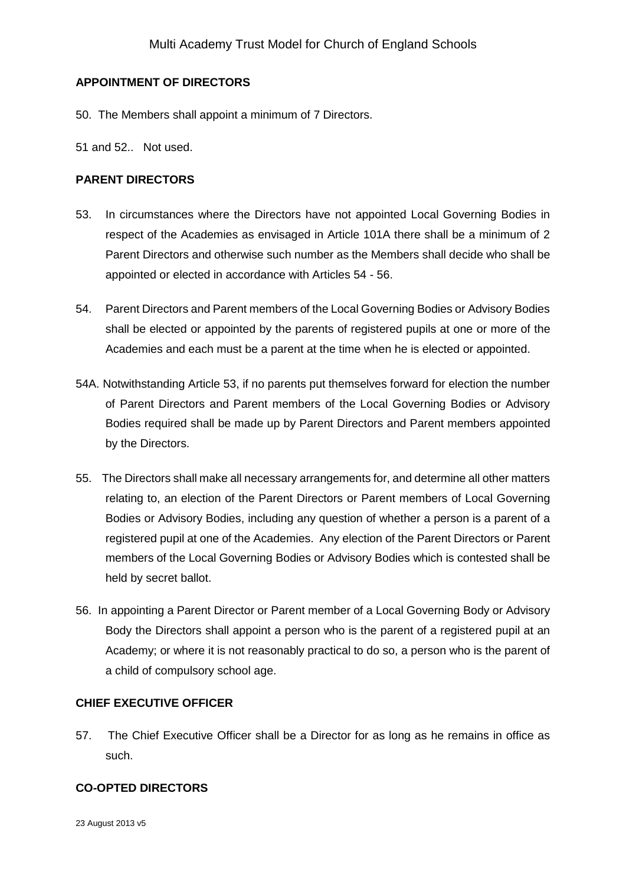## APPOINTMENT OF DIRECTORS

50. The Members shall appoint a minimum of 7 Directors.

51 and 52.. Not used.

## PARENT DIRECTORS

53. In circumstances where the Directors have not appointed Local Governing Bodies in respect of the Academies as envisaged in Article 101A there shall be a minimum of 2 Parent Directors and otherwise such number as the Members shall decide who shall be appointed or elected in accordance with Articles 54 - 56.

54. Parent Directors and Parent members of the Local Governing Bodies or Advisory Bodies shall be elected or appointed by the parents of registered pupils at one or more of the Academies and each must be a parent at the time when he is elected or appointed.

54A. Notwithstanding Article 53, if no parents put themselves forward for election the number of Parent Directors and Parent members of the Local Governing Bodies or Advisory Bodies required shall be made up by Parent Directors and Parent members appointed by the Directors.

55. The Directors shall make all necessary arrangements for, and determine all other matters relating to, an election of the Parent Directors or Parent members of Local Governing Bodies or Advisory Bodies, including any question of whether a person is a parent of a registered pupil at one of the Academies. Any election of the Parent Directors or Parent members of the Local Governing Bodies or Advisory Bodies which is contested shall be held by secret ballot.

56. In appointing a Parent Director or Parent member of a Local Governing Body or Advisory Body the Directors shall appoint a person who is the parent of a registered pupil at an Academy; or where it is not reasonably practical to do so, a person who is the parent of a child of compulsory school age.

## CHIEF EXECUTIVE OFFICER

57. The Chief Executive Officer shall be a Director for as long as he remains in office as such.

## CO-OPTED DIRECTORS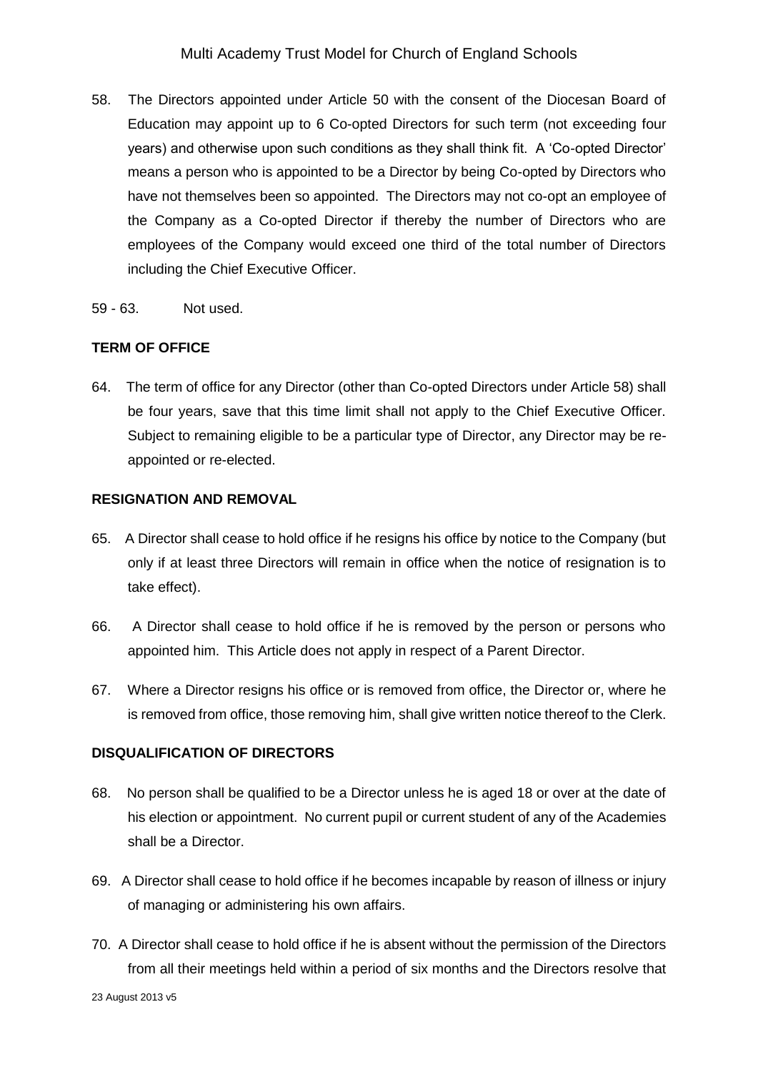58. The Directors appointed under Article 50 with the consent of the Diocesan Board of Education may appoint up to 6 Co-opted Directors for such term (not exceeding four years) and otherwise upon such conditions as they shall think fit. A 'Co-opted Director' means a person who is appointed to be a Director by being Co-opted by Directors who have not themselves been so appointed. The Directors may not co-opt an employee of the Company as a Co-opted Director if thereby the number of Directors who are employees of the Company would exceed one third of the total number of Directors including the Chief Executive Officer.

59 - 63. Not used.

**TERM OF OFFICE**

64. The term of office for any Director (other than Co-opted Directors under Article 58) shall be four years, save that this time limit shall not apply to the Chief Executive Officer. Subject to remaining eligible to be a particular type of Director, any Director may be re-appointed or re-elected.

**RESIGNATION AND REMOVAL**

65. A Director shall cease to hold office if he resigns his office by notice to the Company (but only if at least three Directors will remain in office when the notice of resignation is to take effect).

66. A Director shall cease to hold office if he is removed by the person or persons who appointed him. This Article does not apply in respect of a Parent Director.

67. Where a Director resigns his office or is removed from office, the Director or, where he is removed from office, those removing him, shall give written notice thereof to the Clerk.

**DISQUALIFICATION OF DIRECTORS**

68. No person shall be qualified to be a Director unless he is aged 18 or over at the date of his election or appointment. No current pupil or current student of any of the Academies shall be a Director.

69. A Director shall cease to hold office if he becomes incapable by reason of illness or injury of managing or administering his own affairs.

70. A Director shall cease to hold office if he is absent without the permission of the Directors from all their meetings held within a period of six months and the Directors resolve that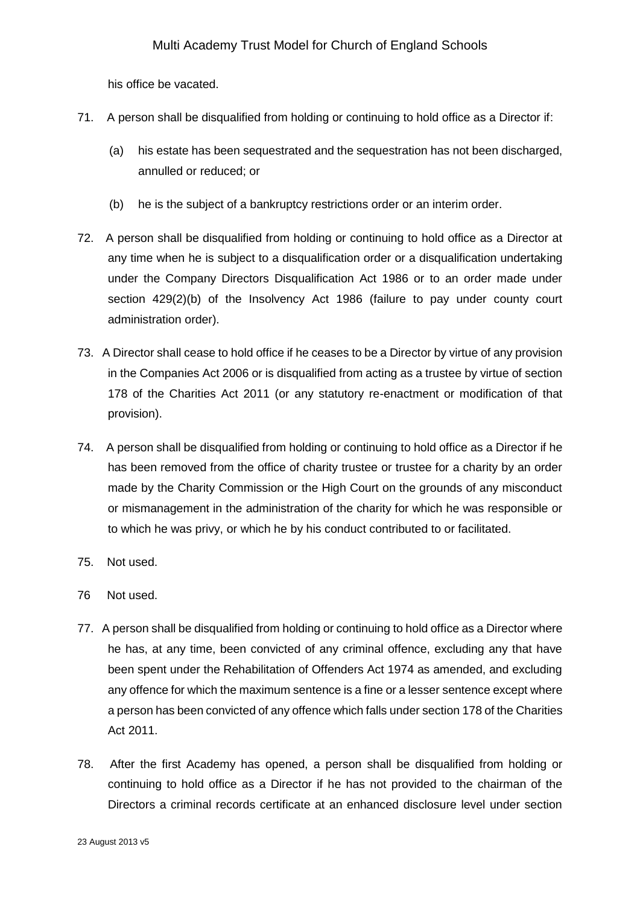his office be vacated.

71. A person shall be disqualified from holding or continuing to hold office as a Director if:

    (a) his estate has been sequestrated and the sequestration has not been discharged, annulled or reduced; or

    (b) he is the subject of a bankruptcy restrictions order or an interim order.

72. A person shall be disqualified from holding or continuing to hold office as a Director at any time when he is subject to a disqualification order or a disqualification undertaking under the Company Directors Disqualification Act 1986 or to an order made under section 429(2)(b) of the Insolvency Act 1986 (failure to pay under county court administration order).

73. A Director shall cease to hold office if he ceases to be a Director by virtue of any provision in the Companies Act 2006 or is disqualified from acting as a trustee by virtue of section 178 of the Charities Act 2011 (or any statutory re-enactment or modification of that provision).

74. A person shall be disqualified from holding or continuing to hold office as a Director if he has been removed from the office of charity trustee or trustee for a charity by an order made by the Charity Commission or the High Court on the grounds of any misconduct or mismanagement in the administration of the charity for which he was responsible or to which he was privy, or which he by his conduct contributed to or facilitated.

75. Not used.

76 Not used.

77. A person shall be disqualified from holding or continuing to hold office as a Director where he has, at any time, been convicted of any criminal offence, excluding any that have been spent under the Rehabilitation of Offenders Act 1974 as amended, and excluding any offence for which the maximum sentence is a fine or a lesser sentence except where a person has been convicted of any offence which falls under section 178 of the Charities Act 2011.

78. After the first Academy has opened, a person shall be disqualified from holding or continuing to hold office as a Director if he has not provided to the chairman of the Directors a criminal records certificate at an enhanced disclosure level under section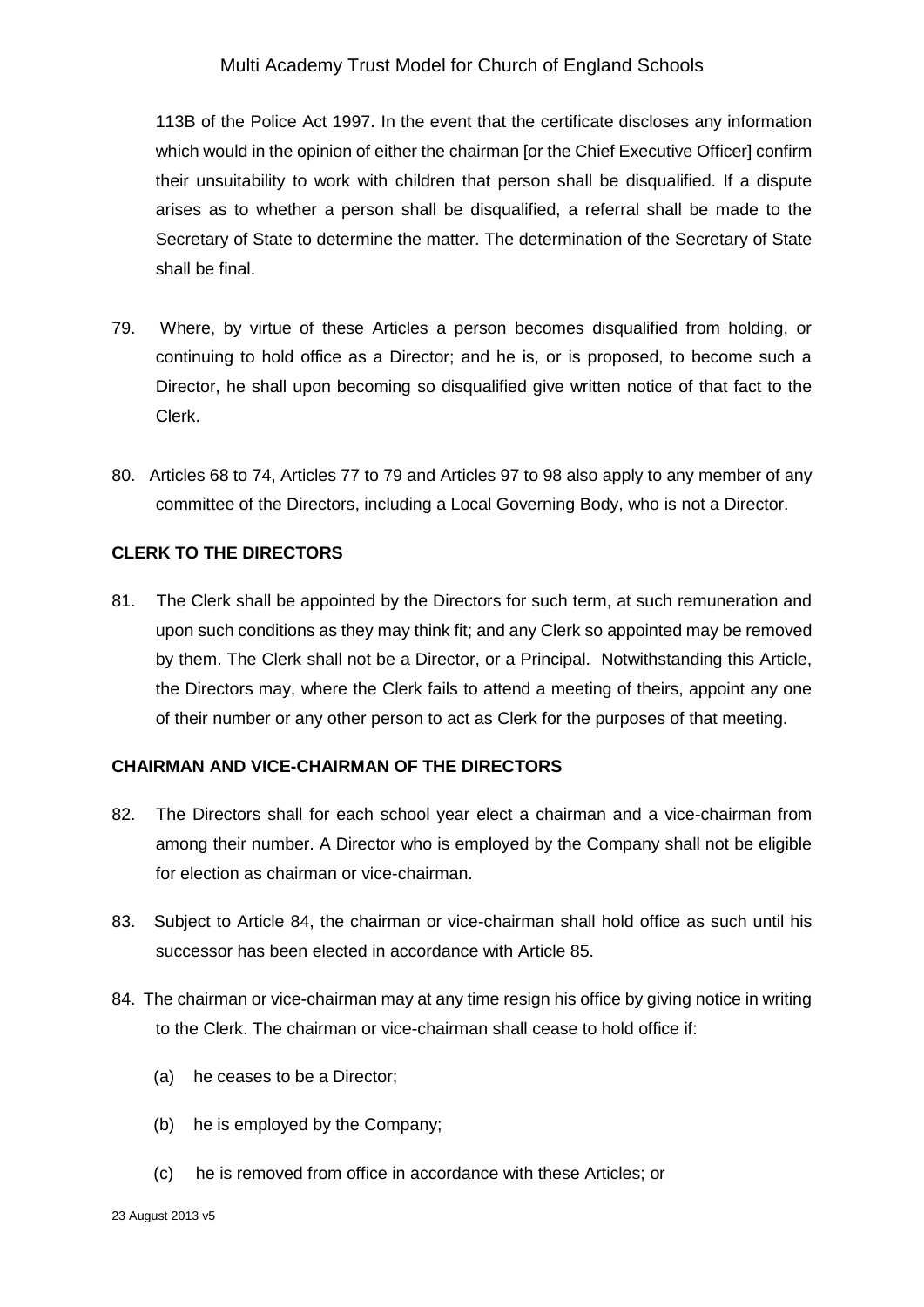113B of the Police Act 1997. In the event that the certificate discloses any information which would in the opinion of either the chairman [or the Chief Executive Officer] confirm their unsuitability to work with children that person shall be disqualified. If a dispute arises as to whether a person shall be disqualified, a referral shall be made to the Secretary of State to determine the matter. The determination of the Secretary of State shall be final.

79. Where, by virtue of these Articles a person becomes disqualified from holding, or continuing to hold office as a Director; and he is, or is proposed, to become such a Director, he shall upon becoming so disqualified give written notice of that fact to the Clerk.

80. Articles 68 to 74, Articles 77 to 79 and Articles 97 to 98 also apply to any member of any committee of the Directors, including a Local Governing Body, who is not a Director.

**CLERK TO THE DIRECTORS**

81. The Clerk shall be appointed by the Directors for such term, at such remuneration and upon such conditions as they may think fit; and any Clerk so appointed may be removed by them. The Clerk shall not be a Director, or a Principal. Notwithstanding this Article, the Directors may, where the Clerk fails to attend a meeting of theirs, appoint any one of their number or any other person to act as Clerk for the purposes of that meeting.

**CHAIRMAN AND VICE-CHAIRMAN OF THE DIRECTORS**

82. The Directors shall for each school year elect a chairman and a vice-chairman from among their number. A Director who is employed by the Company shall not be eligible for election as chairman or vice-chairman.

83. Subject to Article 84, the chairman or vice-chairman shall hold office as such until his successor has been elected in accordance with Article 85.

84. The chairman or vice-chairman may at any time resign his office by giving notice in writing to the Clerk. The chairman or vice-chairman shall cease to hold office if:

   (a) he ceases to be a Director;

   (b) he is employed by the Company;

   (c) he is removed from office in accordance with these Articles; or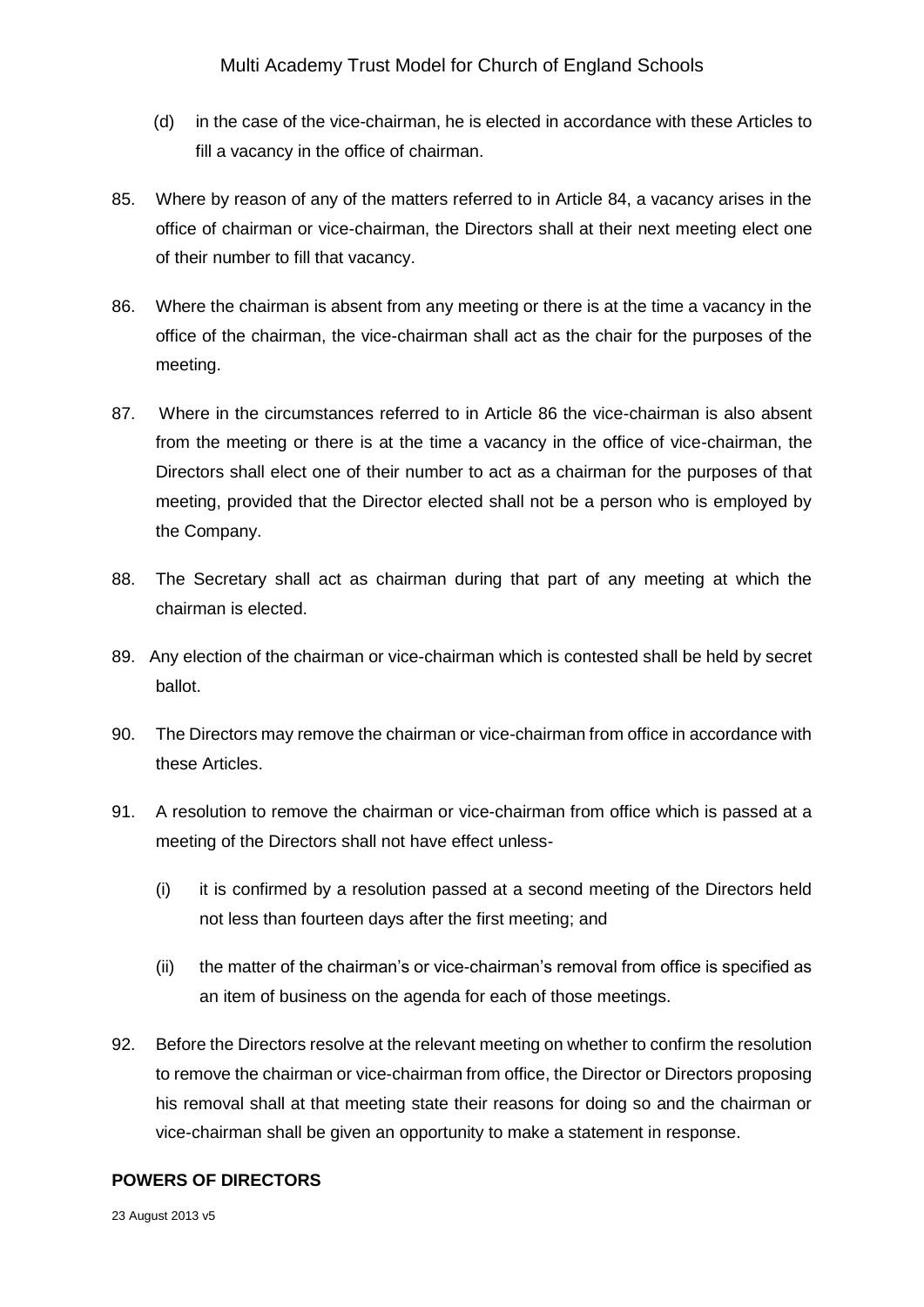(d) in the case of the vice-chairman, he is elected in accordance with these Articles to fill a vacancy in the office of chairman.

85. Where by reason of any of the matters referred to in Article 84, a vacancy arises in the office of chairman or vice-chairman, the Directors shall at their next meeting elect one of their number to fill that vacancy.

86. Where the chairman is absent from any meeting or there is at the time a vacancy in the office of the chairman, the vice-chairman shall act as the chair for the purposes of the meeting.

87. Where in the circumstances referred to in Article 86 the vice-chairman is also absent from the meeting or there is at the time a vacancy in the office of vice-chairman, the Directors shall elect one of their number to act as a chairman for the purposes of that meeting, provided that the Director elected shall not be a person who is employed by the Company.

88. The Secretary shall act as chairman during that part of any meeting at which the chairman is elected.

89. Any election of the chairman or vice-chairman which is contested shall be held by secret ballot.

90. The Directors may remove the chairman or vice-chairman from office in accordance with these Articles.

91. A resolution to remove the chairman or vice-chairman from office which is passed at a meeting of the Directors shall not have effect unless-

    (i) it is confirmed by a resolution passed at a second meeting of the Directors held not less than fourteen days after the first meeting; and

    (ii) the matter of the chairman's or vice-chairman's removal from office is specified as an item of business on the agenda for each of those meetings.

92. Before the Directors resolve at the relevant meeting on whether to confirm the resolution to remove the chairman or vice-chairman from office, the Director or Directors proposing his removal shall at that meeting state their reasons for doing so and the chairman or vice-chairman shall be given an opportunity to make a statement in response.

**POWERS OF DIRECTORS**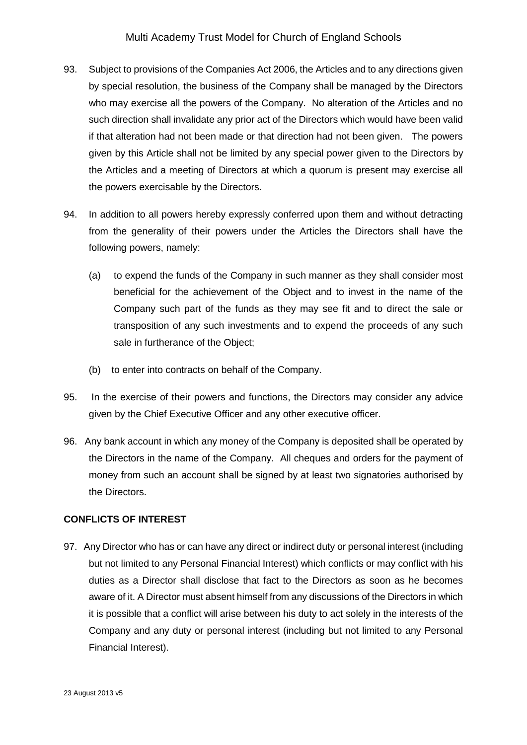93. Subject to provisions of the Companies Act 2006, the Articles and to any directions given by special resolution, the business of the Company shall be managed by the Directors who may exercise all the powers of the Company. No alteration of the Articles and no such direction shall invalidate any prior act of the Directors which would have been valid if that alteration had not been made or that direction had not been given. The powers given by this Article shall not be limited by any special power given to the Directors by the Articles and a meeting of Directors at which a quorum is present may exercise all the powers exercisable by the Directors.

94. In addition to all powers hereby expressly conferred upon them and without detracting from the generality of their powers under the Articles the Directors shall have the following powers, namely:

    (a) to expend the funds of the Company in such manner as they shall consider most beneficial for the achievement of the Object and to invest in the name of the Company such part of the funds as they may see fit and to direct the sale or transposition of any such investments and to expend the proceeds of any such sale in furtherance of the Object;

    (b) to enter into contracts on behalf of the Company.

95. In the exercise of their powers and functions, the Directors may consider any advice given by the Chief Executive Officer and any other executive officer.

96. Any bank account in which any money of the Company is deposited shall be operated by the Directors in the name of the Company. All cheques and orders for the payment of money from such an account shall be signed by at least two signatories authorised by the Directors.

**CONFLICTS OF INTEREST**

97. Any Director who has or can have any direct or indirect duty or personal interest (including but not limited to any Personal Financial Interest) which conflicts or may conflict with his duties as a Director shall disclose that fact to the Directors as soon as he becomes aware of it. A Director must absent himself from any discussions of the Directors in which it is possible that a conflict will arise between his duty to act solely in the interests of the Company and any duty or personal interest (including but not limited to any Personal Financial Interest).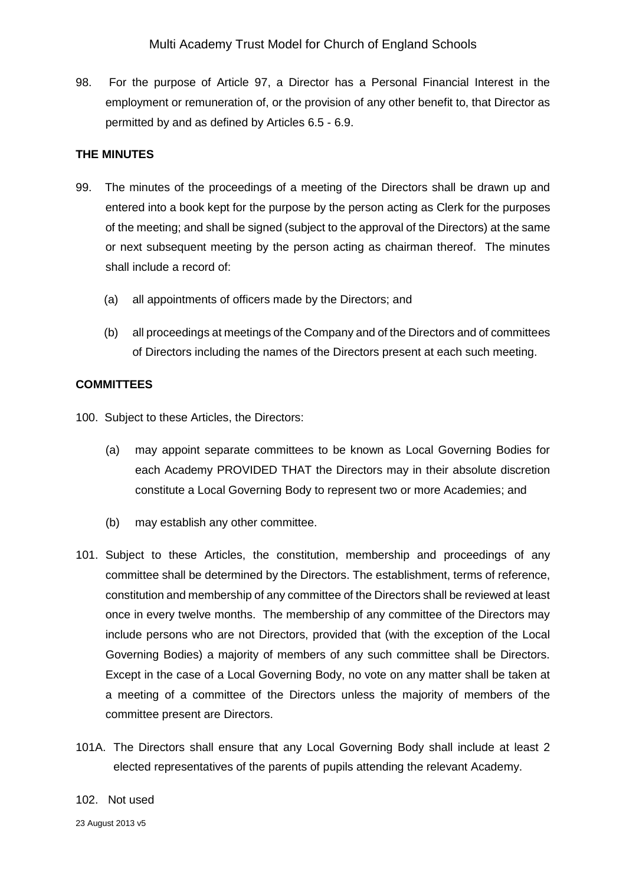98. For the purpose of Article 97, a Director has a Personal Financial Interest in the employment or remuneration of, or the provision of any other benefit to, that Director as permitted by and as defined by Articles 6.5 - 6.9.

**THE MINUTES**

99. The minutes of the proceedings of a meeting of the Directors shall be drawn up and entered into a book kept for the purpose by the person acting as Clerk for the purposes of the meeting; and shall be signed (subject to the approval of the Directors) at the same or next subsequent meeting by the person acting as chairman thereof. The minutes shall include a record of:

    (a) all appointments of officers made by the Directors; and

    (b) all proceedings at meetings of the Company and of the Directors and of committees of Directors including the names of the Directors present at each such meeting.

**COMMITTEES**

100. Subject to these Articles, the Directors:

    (a) may appoint separate committees to be known as Local Governing Bodies for each Academy PROVIDED THAT the Directors may in their absolute discretion constitute a Local Governing Body to represent two or more Academies; and

    (b) may establish any other committee.

101. Subject to these Articles, the constitution, membership and proceedings of any committee shall be determined by the Directors. The establishment, terms of reference, constitution and membership of any committee of the Directors shall be reviewed at least once in every twelve months. The membership of any committee of the Directors may include persons who are not Directors, provided that (with the exception of the Local Governing Bodies) a majority of members of any such committee shall be Directors. Except in the case of a Local Governing Body, no vote on any matter shall be taken at a meeting of a committee of the Directors unless the majority of members of the committee present are Directors.

101A. The Directors shall ensure that any Local Governing Body shall include at least 2 elected representatives of the parents of pupils attending the relevant Academy.

102. Not used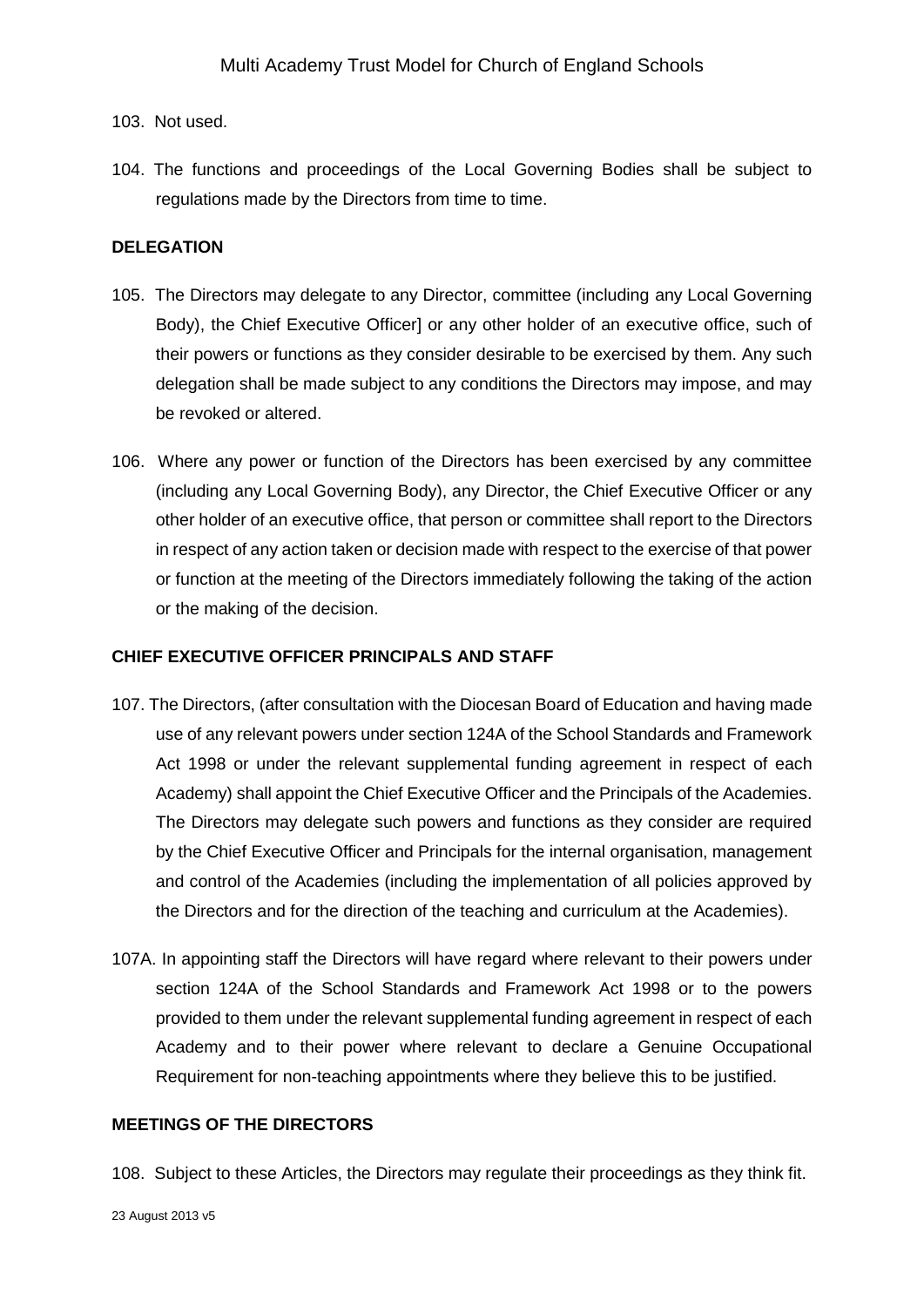103. Not used.

104. The functions and proceedings of the Local Governing Bodies shall be subject to regulations made by the Directors from time to time.

**DELEGATION**

105. The Directors may delegate to any Director, committee (including any Local Governing Body), the Chief Executive Officer] or any other holder of an executive office, such of their powers or functions as they consider desirable to be exercised by them. Any such delegation shall be made subject to any conditions the Directors may impose, and may be revoked or altered.

106. Where any power or function of the Directors has been exercised by any committee (including any Local Governing Body), any Director, the Chief Executive Officer or any other holder of an executive office, that person or committee shall report to the Directors in respect of any action taken or decision made with respect to the exercise of that power or function at the meeting of the Directors immediately following the taking of the action or the making of the decision.

**CHIEF EXECUTIVE OFFICER PRINCIPALS AND STAFF**

107. The Directors, (after consultation with the Diocesan Board of Education and having made use of any relevant powers under section 124A of the School Standards and Framework Act 1998 or under the relevant supplemental funding agreement in respect of each Academy) shall appoint the Chief Executive Officer and the Principals of the Academies. The Directors may delegate such powers and functions as they consider are required by the Chief Executive Officer and Principals for the internal organisation, management and control of the Academies (including the implementation of all policies approved by the Directors and for the direction of the teaching and curriculum at the Academies).

107A. In appointing staff the Directors will have regard where relevant to their powers under section 124A of the School Standards and Framework Act 1998 or to the powers provided to them under the relevant supplemental funding agreement in respect of each Academy and to their power where relevant to declare a Genuine Occupational Requirement for non-teaching appointments where they believe this to be justified.

**MEETINGS OF THE DIRECTORS**

108. Subject to these Articles, the Directors may regulate their proceedings as they think fit.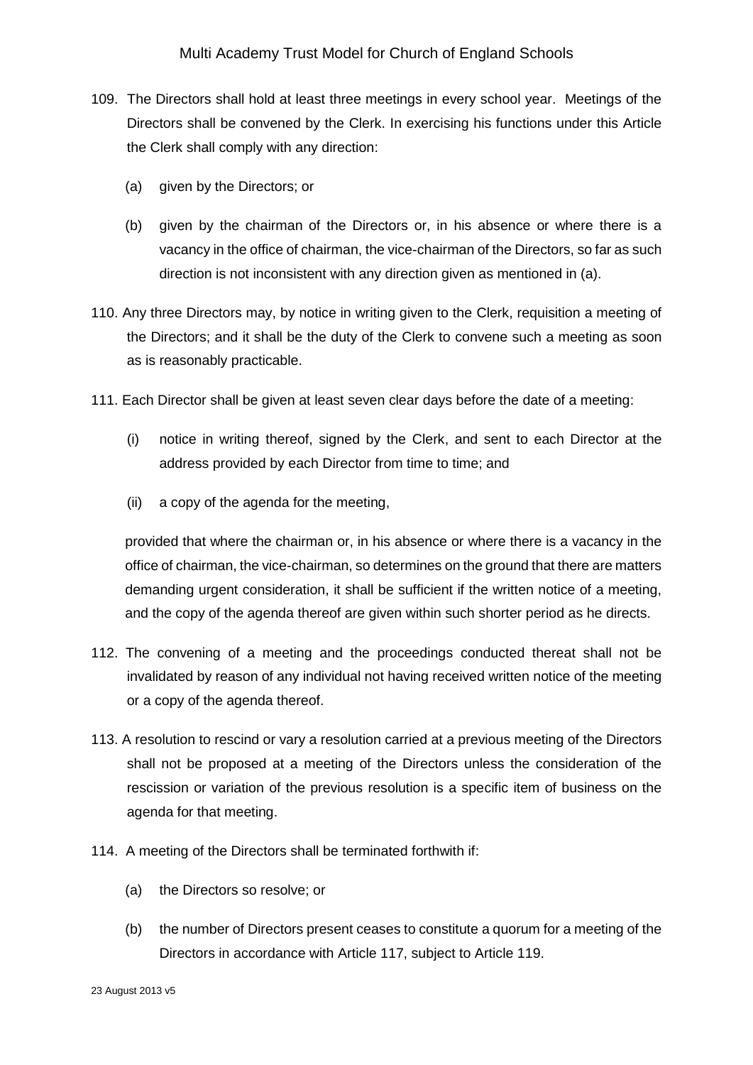109. The Directors shall hold at least three meetings in every school year. Meetings of the Directors shall be convened by the Clerk. In exercising his functions under this Article the Clerk shall comply with any direction:

    (a) given by the Directors; or

    (b) given by the chairman of the Directors or, in his absence or where there is a vacancy in the office of chairman, the vice-chairman of the Directors, so far as such direction is not inconsistent with any direction given as mentioned in (a).

110. Any three Directors may, by notice in writing given to the Clerk, requisition a meeting of the Directors; and it shall be the duty of the Clerk to convene such a meeting as soon as is reasonably practicable.

111. Each Director shall be given at least seven clear days before the date of a meeting:

    (i) notice in writing thereof, signed by the Clerk, and sent to each Director at the address provided by each Director from time to time; and

    (ii) a copy of the agenda for the meeting,

    provided that where the chairman or, in his absence or where there is a vacancy in the office of chairman, the vice-chairman, so determines on the ground that there are matters demanding urgent consideration, it shall be sufficient if the written notice of a meeting, and the copy of the agenda thereof are given within such shorter period as he directs.

112. The convening of a meeting and the proceedings conducted thereat shall not be invalidated by reason of any individual not having received written notice of the meeting or a copy of the agenda thereof.

113. A resolution to rescind or vary a resolution carried at a previous meeting of the Directors shall not be proposed at a meeting of the Directors unless the consideration of the rescission or variation of the previous resolution is a specific item of business on the agenda for that meeting.

114. A meeting of the Directors shall be terminated forthwith if:

    (a) the Directors so resolve; or

    (b) the number of Directors present ceases to constitute a quorum for a meeting of the Directors in accordance with Article 117, subject to Article 119.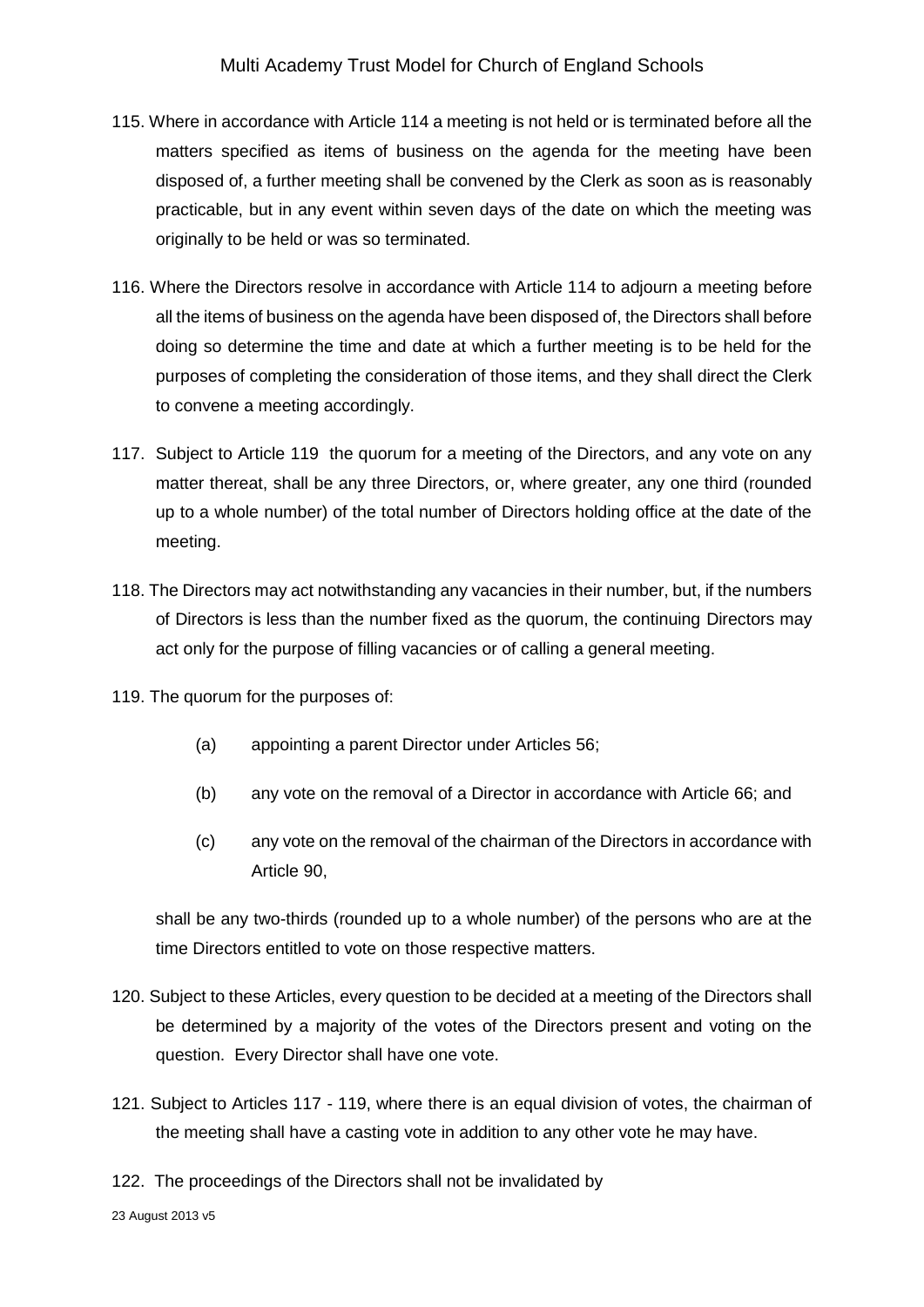115. Where in accordance with Article 114 a meeting is not held or is terminated before all the matters specified as items of business on the agenda for the meeting have been disposed of, a further meeting shall be convened by the Clerk as soon as is reasonably practicable, but in any event within seven days of the date on which the meeting was originally to be held or was so terminated.

116. Where the Directors resolve in accordance with Article 114 to adjourn a meeting before all the items of business on the agenda have been disposed of, the Directors shall before doing so determine the time and date at which a further meeting is to be held for the purposes of completing the consideration of those items, and they shall direct the Clerk to convene a meeting accordingly.

117. Subject to Article 119 the quorum for a meeting of the Directors, and any vote on any matter thereat, shall be any three Directors, or, where greater, any one third (rounded up to a whole number) of the total number of Directors holding office at the date of the meeting.

118. The Directors may act notwithstanding any vacancies in their number, but, if the numbers of Directors is less than the number fixed as the quorum, the continuing Directors may act only for the purpose of filling vacancies or of calling a general meeting.

119. The quorum for the purposes of:

(a) appointing a parent Director under Articles 56;

(b) any vote on the removal of a Director in accordance with Article 66; and

(c) any vote on the removal of the chairman of the Directors in accordance with Article 90,

shall be any two-thirds (rounded up to a whole number) of the persons who are at the time Directors entitled to vote on those respective matters.

120. Subject to these Articles, every question to be decided at a meeting of the Directors shall be determined by a majority of the votes of the Directors present and voting on the question. Every Director shall have one vote.

121. Subject to Articles 117 - 119, where there is an equal division of votes, the chairman of the meeting shall have a casting vote in addition to any other vote he may have.

122. The proceedings of the Directors shall not be invalidated by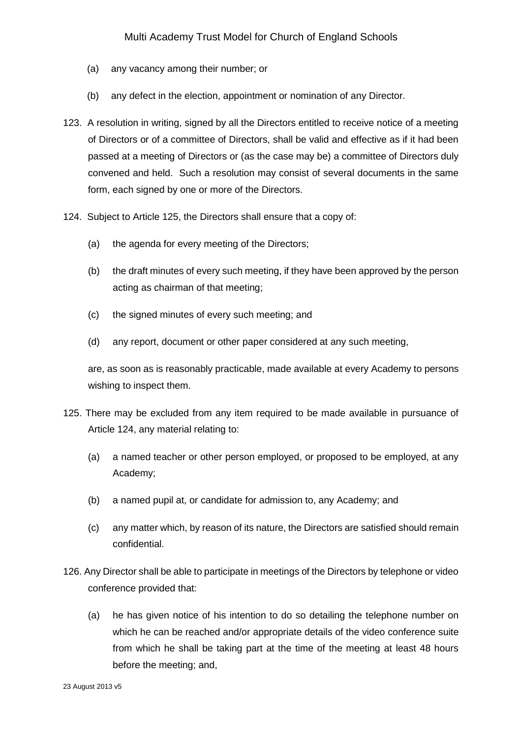(a) any vacancy among their number; or

(b) any defect in the election, appointment or nomination of any Director.

123. A resolution in writing, signed by all the Directors entitled to receive notice of a meeting of Directors or of a committee of Directors, shall be valid and effective as if it had been passed at a meeting of Directors or (as the case may be) a committee of Directors duly convened and held. Such a resolution may consist of several documents in the same form, each signed by one or more of the Directors.

124. Subject to Article 125, the Directors shall ensure that a copy of:

(a) the agenda for every meeting of the Directors;

(b) the draft minutes of every such meeting, if they have been approved by the person acting as chairman of that meeting;

(c) the signed minutes of every such meeting; and

(d) any report, document or other paper considered at any such meeting,

are, as soon as is reasonably practicable, made available at every Academy to persons wishing to inspect them.

125. There may be excluded from any item required to be made available in pursuance of Article 124, any material relating to:

(a) a named teacher or other person employed, or proposed to be employed, at any Academy;

(b) a named pupil at, or candidate for admission to, any Academy; and

(c) any matter which, by reason of its nature, the Directors are satisfied should remain confidential.

126. Any Director shall be able to participate in meetings of the Directors by telephone or video conference provided that:

(a) he has given notice of his intention to do so detailing the telephone number on which he can be reached and/or appropriate details of the video conference suite from which he shall be taking part at the time of the meeting at least 48 hours before the meeting; and,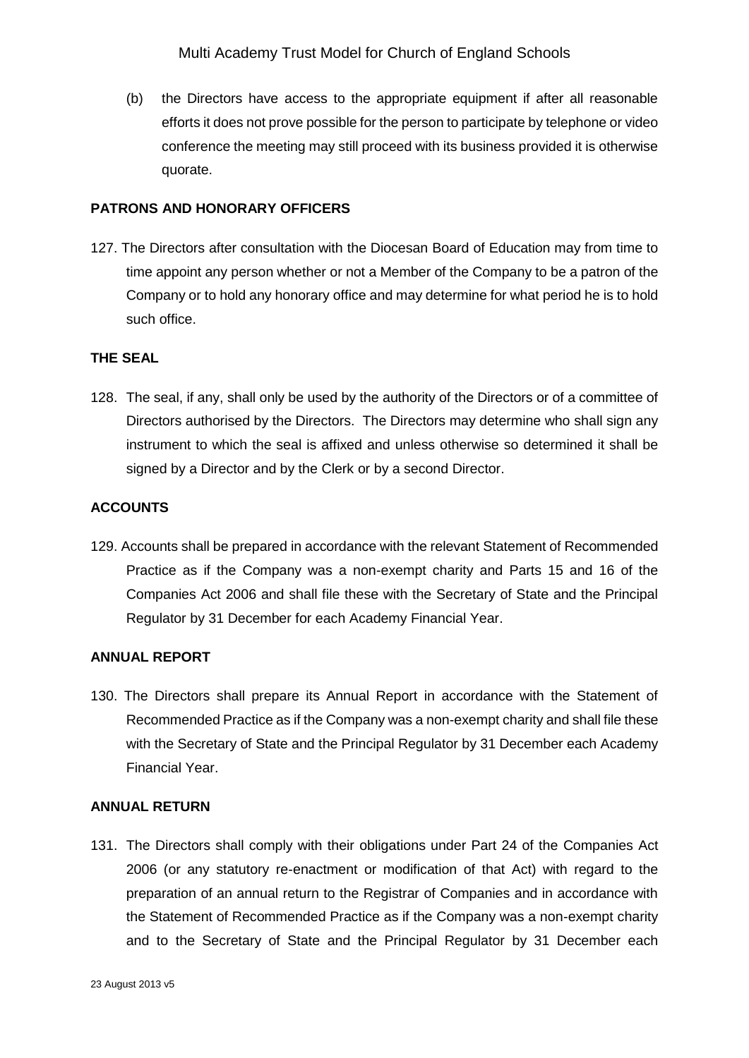(b) the Directors have access to the appropriate equipment if after all reasonable efforts it does not prove possible for the person to participate by telephone or video conference the meeting may still proceed with its business provided it is otherwise quorate.

**PATRONS AND HONORARY OFFICERS**

127. The Directors after consultation with the Diocesan Board of Education may from time to time appoint any person whether or not a Member of the Company to be a patron of the Company or to hold any honorary office and may determine for what period he is to hold such office.

**THE SEAL**

128. The seal, if any, shall only be used by the authority of the Directors or of a committee of Directors authorised by the Directors. The Directors may determine who shall sign any instrument to which the seal is affixed and unless otherwise so determined it shall be signed by a Director and by the Clerk or by a second Director.

**ACCOUNTS**

129. Accounts shall be prepared in accordance with the relevant Statement of Recommended Practice as if the Company was a non-exempt charity and Parts 15 and 16 of the Companies Act 2006 and shall file these with the Secretary of State and the Principal Regulator by 31 December for each Academy Financial Year.

**ANNUAL REPORT**

130. The Directors shall prepare its Annual Report in accordance with the Statement of Recommended Practice as if the Company was a non-exempt charity and shall file these with the Secretary of State and the Principal Regulator by 31 December each Academy Financial Year.

**ANNUAL RETURN**

131. The Directors shall comply with their obligations under Part 24 of the Companies Act 2006 (or any statutory re-enactment or modification of that Act) with regard to the preparation of an annual return to the Registrar of Companies and in accordance with the Statement of Recommended Practice as if the Company was a non-exempt charity and to the Secretary of State and the Principal Regulator by 31 December each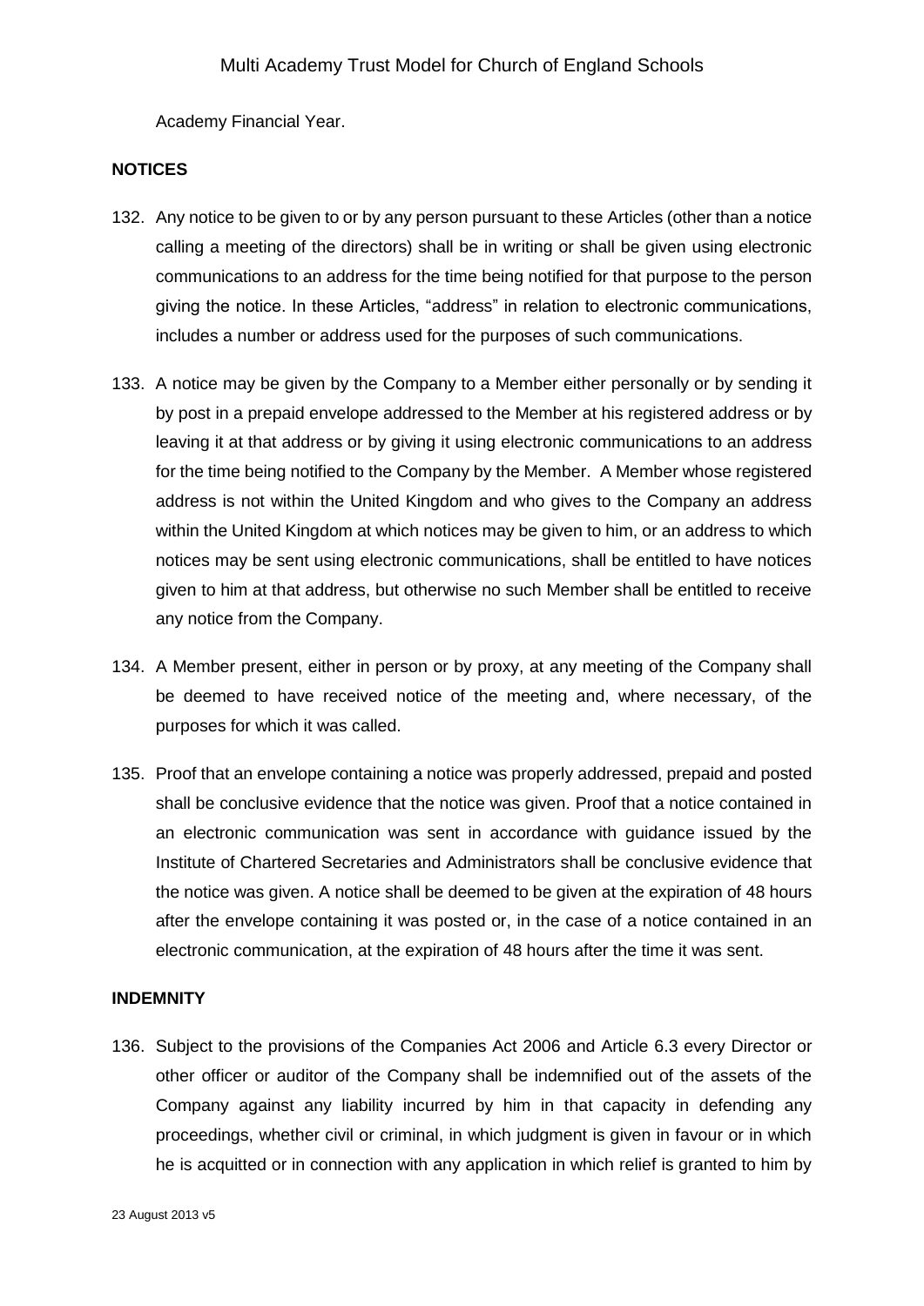Academy Financial Year.

**NOTICES**

132. Any notice to be given to or by any person pursuant to these Articles (other than a notice calling a meeting of the directors) shall be in writing or shall be given using electronic communications to an address for the time being notified for that purpose to the person giving the notice. In these Articles, "address" in relation to electronic communications, includes a number or address used for the purposes of such communications.

133. A notice may be given by the Company to a Member either personally or by sending it by post in a prepaid envelope addressed to the Member at his registered address or by leaving it at that address or by giving it using electronic communications to an address for the time being notified to the Company by the Member. A Member whose registered address is not within the United Kingdom and who gives to the Company an address within the United Kingdom at which notices may be given to him, or an address to which notices may be sent using electronic communications, shall be entitled to have notices given to him at that address, but otherwise no such Member shall be entitled to receive any notice from the Company.

134. A Member present, either in person or by proxy, at any meeting of the Company shall be deemed to have received notice of the meeting and, where necessary, of the purposes for which it was called.

135. Proof that an envelope containing a notice was properly addressed, prepaid and posted shall be conclusive evidence that the notice was given. Proof that a notice contained in an electronic communication was sent in accordance with guidance issued by the Institute of Chartered Secretaries and Administrators shall be conclusive evidence that the notice was given. A notice shall be deemed to be given at the expiration of 48 hours after the envelope containing it was posted or, in the case of a notice contained in an electronic communication, at the expiration of 48 hours after the time it was sent.

**INDEMNITY**

136. Subject to the provisions of the Companies Act 2006 and Article 6.3 every Director or other officer or auditor of the Company shall be indemnified out of the assets of the Company against any liability incurred by him in that capacity in defending any proceedings, whether civil or criminal, in which judgment is given in favour or in which he is acquitted or in connection with any application in which relief is granted to him by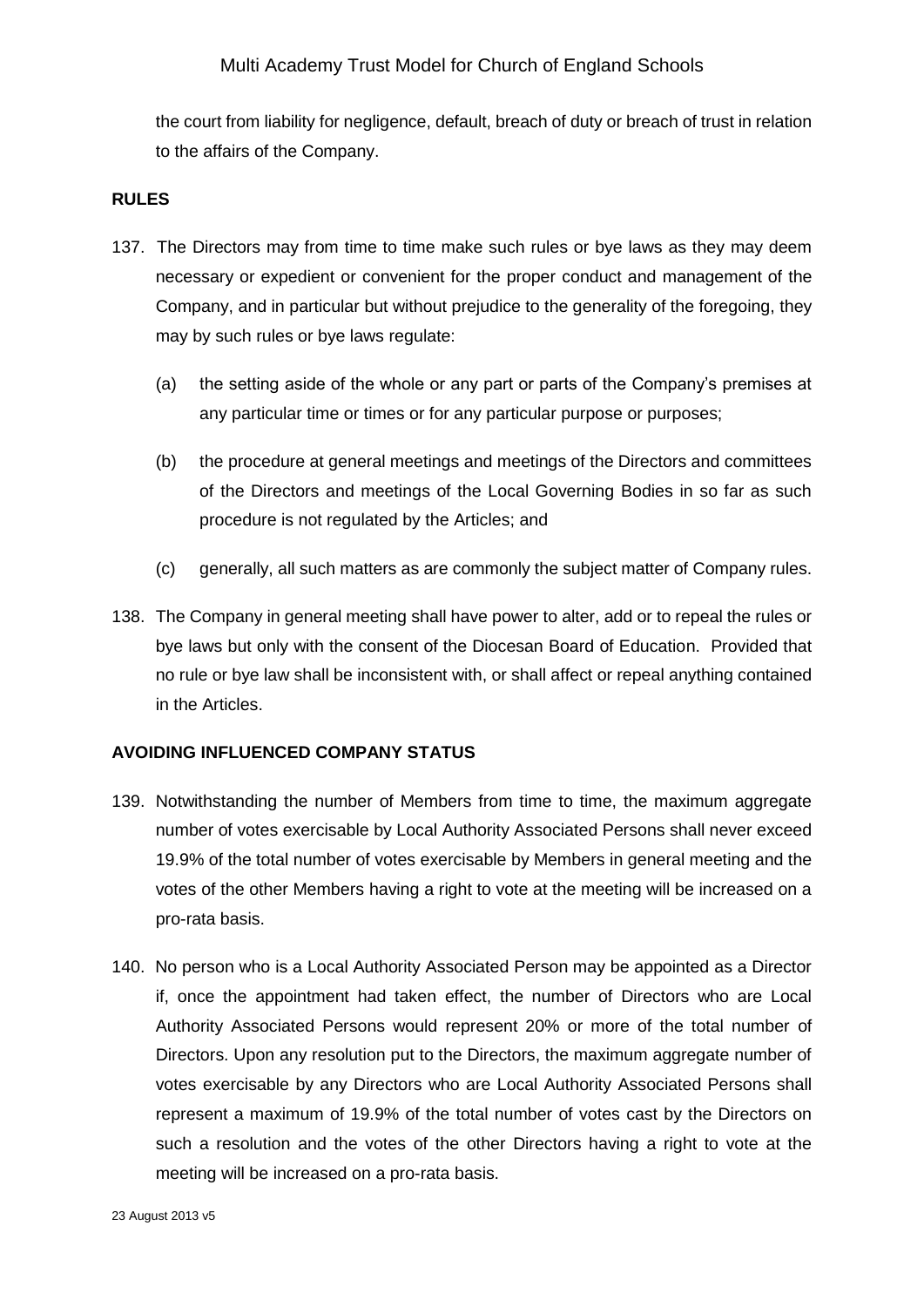the court from liability for negligence, default, breach of duty or breach of trust in relation to the affairs of the Company.

**RULES**

137. The Directors may from time to time make such rules or bye laws as they may deem necessary or expedient or convenient for the proper conduct and management of the Company, and in particular but without prejudice to the generality of the foregoing, they may by such rules or bye laws regulate:

    (a) the setting aside of the whole or any part or parts of the Company's premises at any particular time or times or for any particular purpose or purposes;

    (b) the procedure at general meetings and meetings of the Directors and committees of the Directors and meetings of the Local Governing Bodies in so far as such procedure is not regulated by the Articles; and

    (c) generally, all such matters as are commonly the subject matter of Company rules.

138. The Company in general meeting shall have power to alter, add or to repeal the rules or bye laws but only with the consent of the Diocesan Board of Education. Provided that no rule or bye law shall be inconsistent with, or shall affect or repeal anything contained in the Articles.

**AVOIDING INFLUENCED COMPANY STATUS**

139. Notwithstanding the number of Members from time to time, the maximum aggregate number of votes exercisable by Local Authority Associated Persons shall never exceed 19.9% of the total number of votes exercisable by Members in general meeting and the votes of the other Members having a right to vote at the meeting will be increased on a pro-rata basis.

140. No person who is a Local Authority Associated Person may be appointed as a Director if, once the appointment had taken effect, the number of Directors who are Local Authority Associated Persons would represent 20% or more of the total number of Directors. Upon any resolution put to the Directors, the maximum aggregate number of votes exercisable by any Directors who are Local Authority Associated Persons shall represent a maximum of 19.9% of the total number of votes cast by the Directors on such a resolution and the votes of the other Directors having a right to vote at the meeting will be increased on a pro-rata basis.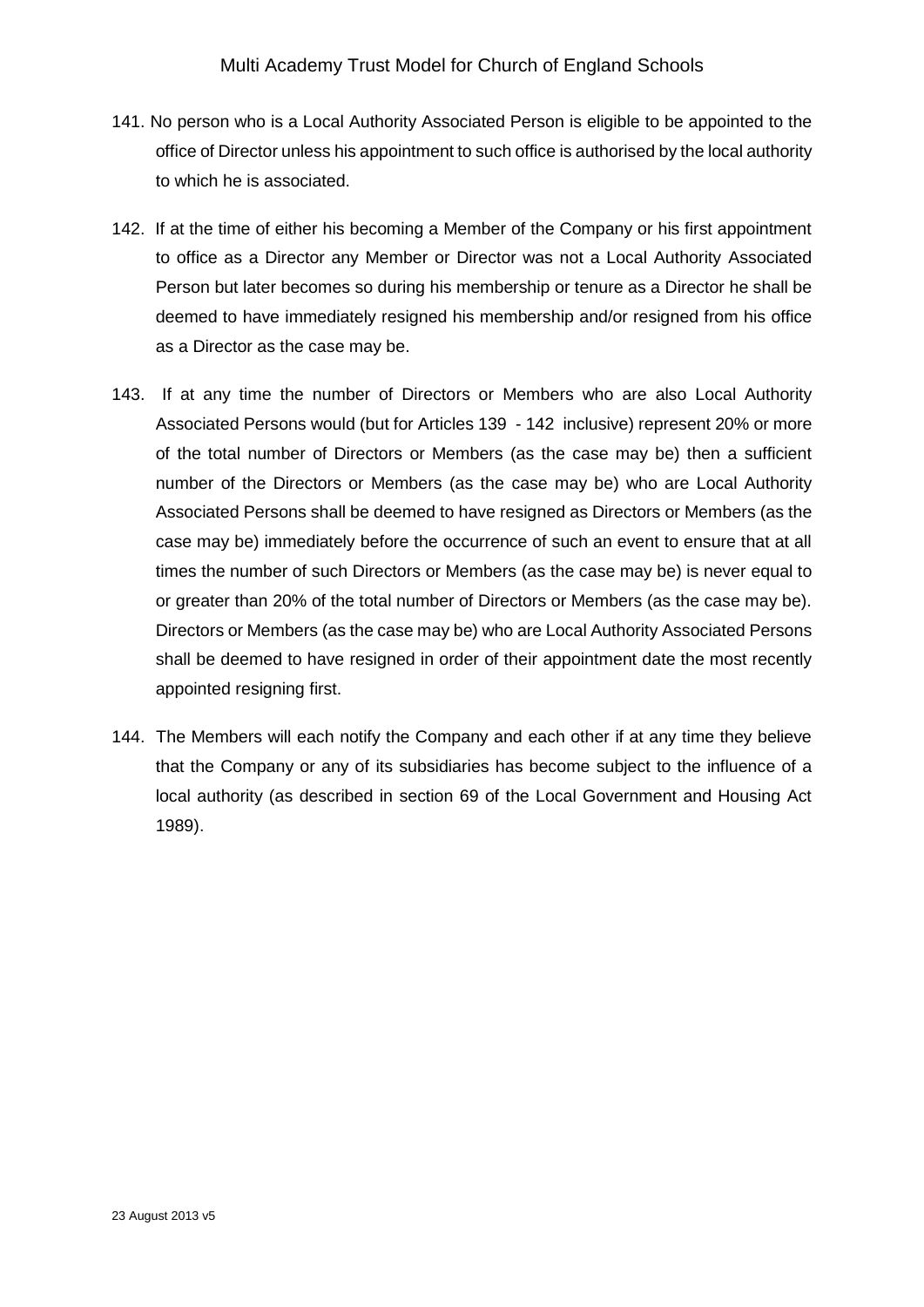141. No person who is a Local Authority Associated Person is eligible to be appointed to the office of Director unless his appointment to such office is authorised by the local authority to which he is associated.

142. If at the time of either his becoming a Member of the Company or his first appointment to office as a Director any Member or Director was not a Local Authority Associated Person but later becomes so during his membership or tenure as a Director he shall be deemed to have immediately resigned his membership and/or resigned from his office as a Director as the case may be.

143. If at any time the number of Directors or Members who are also Local Authority Associated Persons would (but for Articles 139 - 142 inclusive) represent 20% or more of the total number of Directors or Members (as the case may be) then a sufficient number of the Directors or Members (as the case may be) who are Local Authority Associated Persons shall be deemed to have resigned as Directors or Members (as the case may be) immediately before the occurrence of such an event to ensure that at all times the number of such Directors or Members (as the case may be) is never equal to or greater than 20% of the total number of Directors or Members (as the case may be). Directors or Members (as the case may be) who are Local Authority Associated Persons shall be deemed to have resigned in order of their appointment date the most recently appointed resigning first.

144. The Members will each notify the Company and each other if at any time they believe that the Company or any of its subsidiaries has become subject to the influence of a local authority (as described in section 69 of the Local Government and Housing Act 1989).